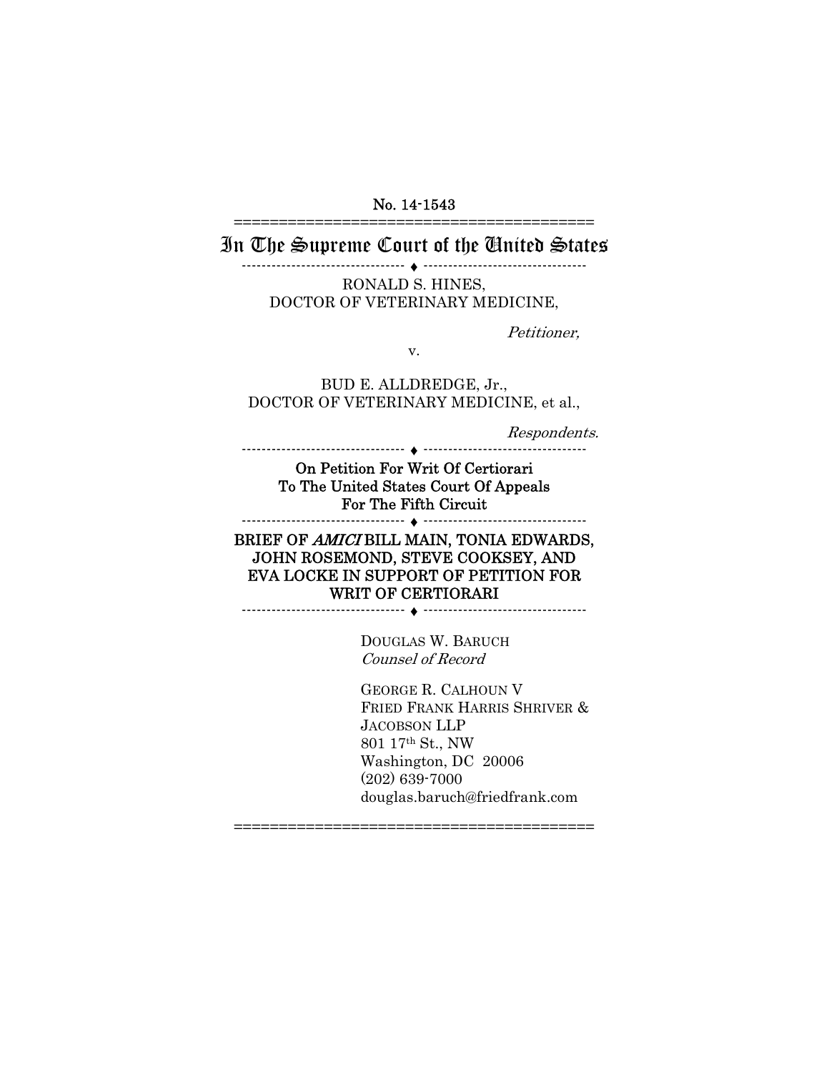No. 14-1543

# In The Supreme Court of the United States

RONALD S. HINES,
DOCTOR OF VETERINARY MEDICINE,

*Petitioner,*

v.

BUD E. ALLDREDGE, Jr.,
DOCTOR OF VETERINARY MEDICINE, et al.,

*Respondents.*

**On Petition For Writ Of Certiorari
To The United States Court Of Appeals
For The Fifth Circuit**

**BRIEF OF *AMICI* BILL MAIN, TONIA EDWARDS, JOHN ROSEMOND, STEVE COOKSEY, AND EVA LOCKE IN SUPPORT OF PETITION FOR WRIT OF CERTIORARI**

DOUGLAS W. BARUCH
*Counsel of Record*

GEORGE R. CALHOUN V
FRIED FRANK HARRIS SHRIVER & JACOBSON LLP
801 17th St., NW
Washington, DC 20006
(202) 639-7000
douglas.baruch@friedfrank.com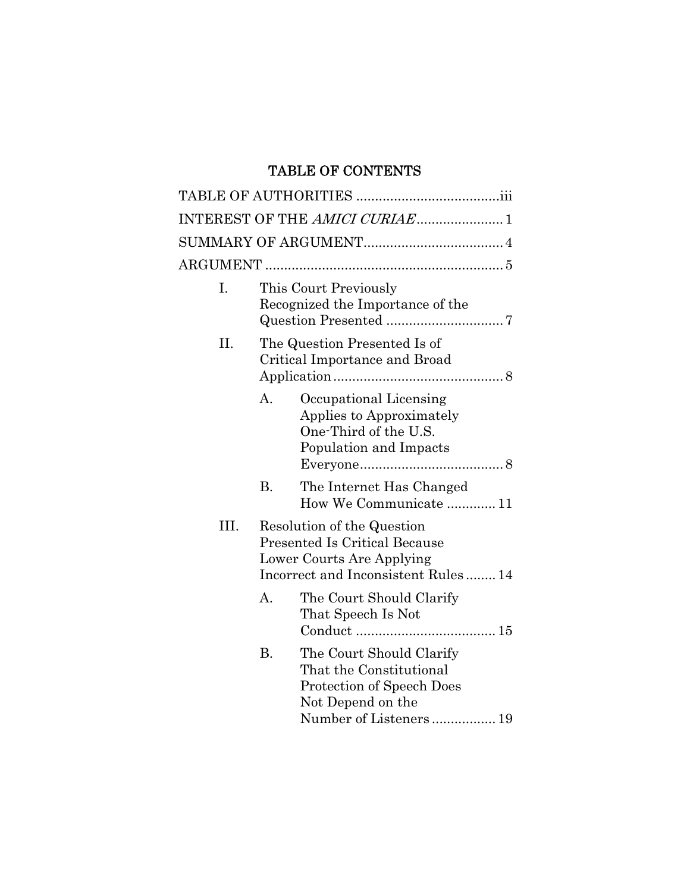# TABLE OF CONTENTS

TABLE OF AUTHORITIES ..................................... iii

INTEREST OF THE *AMICI CURIAE* ...................... 1

SUMMARY OF ARGUMENT..................................... 4

ARGUMENT ............................................................... 5

I. This Court Previously Recognized the Importance of the Question Presented ............................... 7

II. The Question Presented Is of Critical Importance and Broad Application ............................................. 8

   A. Occupational Licensing Applies to Approximately One-Third of the U.S. Population and Impacts Everyone...................................... 8

   B. The Internet Has Changed How We Communicate ............. 11

III. Resolution of the Question Presented Is Critical Because Lower Courts Are Applying Incorrect and Inconsistent Rules ........ 14

   A. The Court Should Clarify That Speech Is Not Conduct ..................................... 15

   B. The Court Should Clarify That the Constitutional Protection of Speech Does Not Depend on the Number of Listeners ................. 19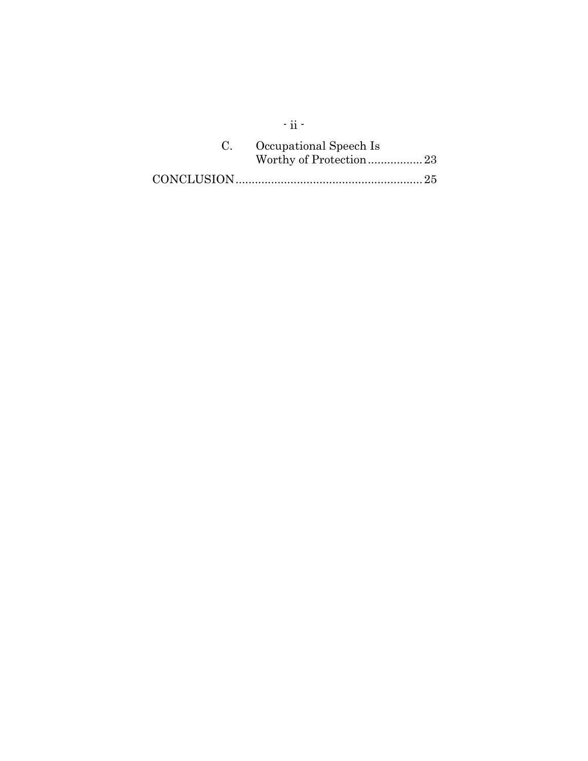C. Occupational Speech Is Worthy of Protection ................. 23

CONCLUSION .......................................................... 25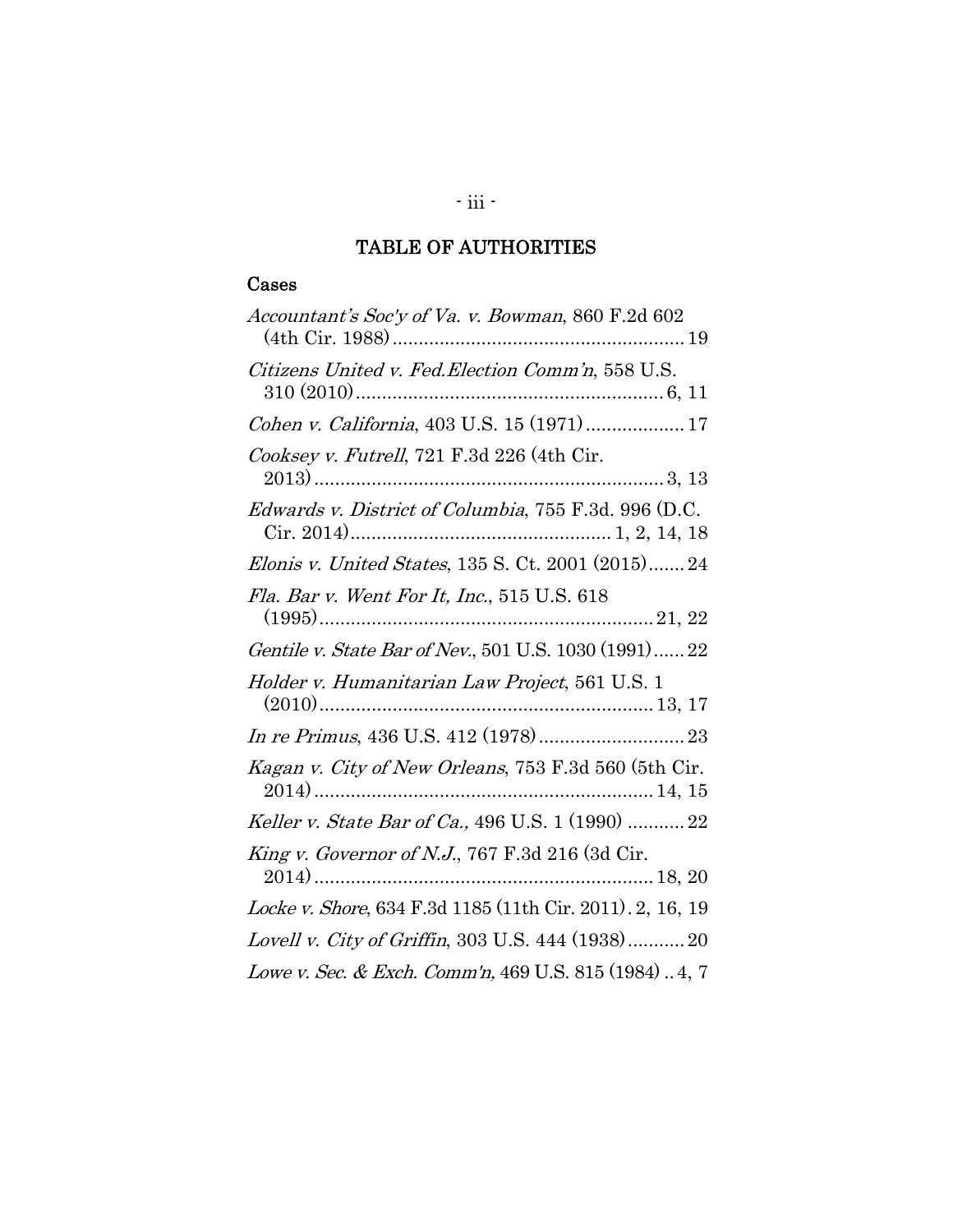# TABLE OF AUTHORITIES

## Cases

*Accountant's Soc'y of Va. v. Bowman*, 860 F.2d 602 (4th Cir. 1988) ........................................................ 19

*Citizens United v. Fed.Election Comm'n*, 558 U.S. 310 (2010) ........................................................ 6, 11

*Cohen v. California*, 403 U.S. 15 (1971) .................. 17

*Cooksey v. Futrell*, 721 F.3d 226 (4th Cir. 2013) ........................................................ 3, 13

*Edwards v. District of Columbia*, 755 F.3d. 996 (D.C. Cir. 2014) ........................................ 1, 2, 14, 18

*Elonis v. United States*, 135 S. Ct. 2001 (2015) ....... 24

*Fla. Bar v. Went For It, Inc.*, 515 U.S. 618 (1995) ........................................................ 21, 22

*Gentile v. State Bar of Nev.*, 501 U.S. 1030 (1991) ...... 22

*Holder v. Humanitarian Law Project*, 561 U.S. 1 (2010) ........................................................ 13, 17

*In re Primus*, 436 U.S. 412 (1978) ........................... 23

*Kagan v. City of New Orleans*, 753 F.3d 560 (5th Cir. 2014) ........................................................ 14, 15

*Keller v. State Bar of Ca.,* 496 U.S. 1 (1990) ........... 22

*King v. Governor of N.J.*, 767 F.3d 216 (3d Cir. 2014) ........................................................ 18, 20

*Locke v. Shore*, 634 F.3d 1185 (11th Cir. 2011) . 2, 16, 19

*Lovell v. City of Griffin*, 303 U.S. 444 (1938) ........... 20

*Lowe v. Sec. & Exch. Comm'n,* 469 U.S. 815 (1984) .. 4, 7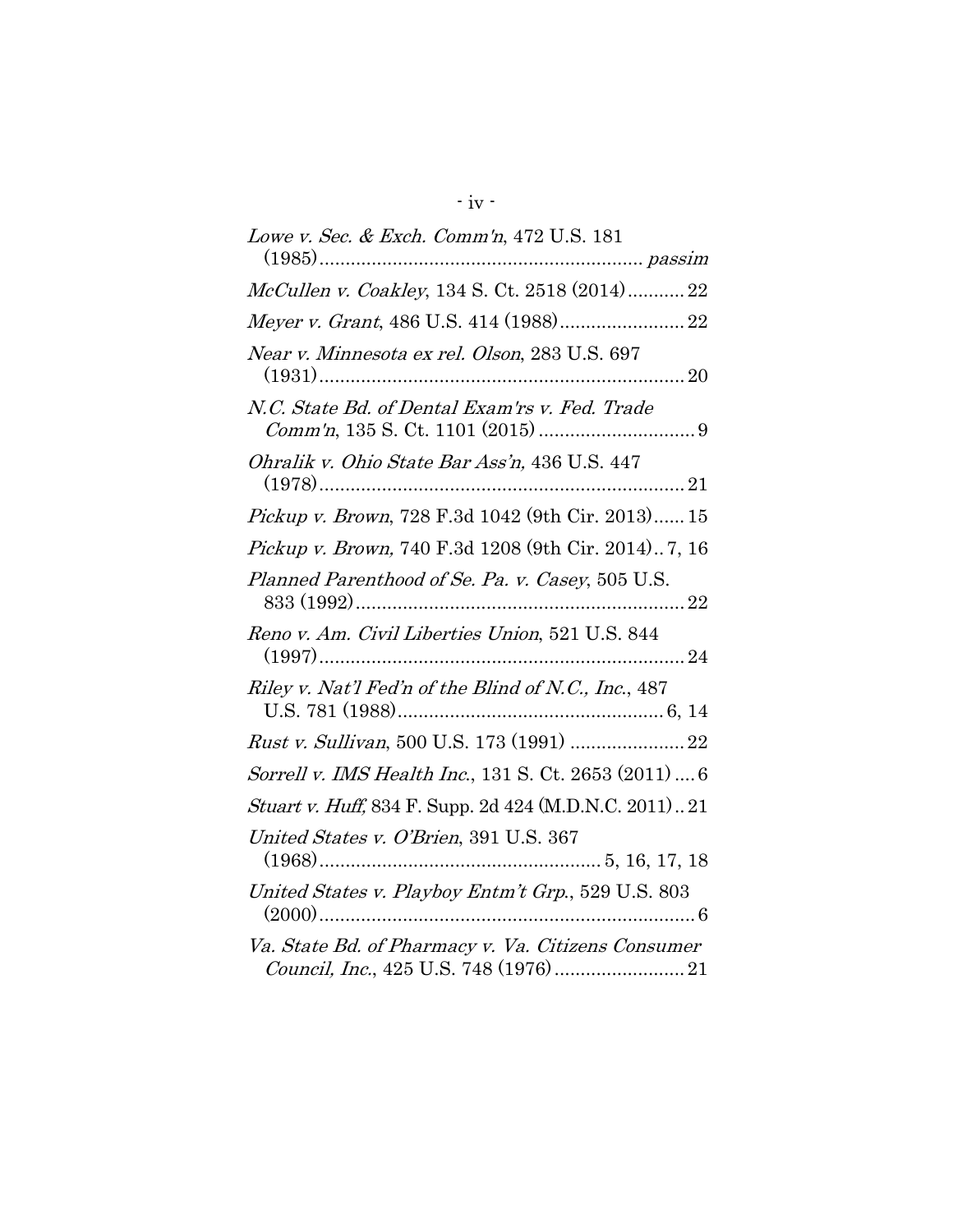*Lowe v. Sec. & Exch. Comm'n*, 472 U.S. 181 (1985)............................................................. *passim*

*McCullen v. Coakley*, 134 S. Ct. 2518 (2014)........... 22

*Meyer v. Grant*, 486 U.S. 414 (1988)........................ 22

*Near v. Minnesota ex rel. Olson*, 283 U.S. 697 (1931)...................................................................... 20

*N.C. State Bd. of Dental Exam'rs v. Fed. Trade Comm'n*, 135 S. Ct. 1101 (2015) .............................. 9

*Ohralik v. Ohio State Bar Ass'n,* 436 U.S. 447 (1978)...................................................................... 21

*Pickup v. Brown*, 728 F.3d 1042 (9th Cir. 2013)...... 15

*Pickup v. Brown,* 740 F.3d 1208 (9th Cir. 2014).. 7, 16

*Planned Parenthood of Se. Pa. v. Casey*, 505 U.S. 833 (1992)............................................................... 22

*Reno v. Am. Civil Liberties Union*, 521 U.S. 844 (1997)...................................................................... 24

*Riley v. Nat'l Fed'n of the Blind of N.C., Inc.*, 487 U.S. 781 (1988)................................................... 6, 14

*Rust v. Sullivan*, 500 U.S. 173 (1991) ...................... 22

*Sorrell v. IMS Health Inc.*, 131 S. Ct. 2653 (2011) .... 6

*Stuart v. Huff,* 834 F. Supp. 2d 424 (M.D.N.C. 2011) .. 21

*United States v. O'Brien*, 391 U.S. 367 (1968)...................................................... 5, 16, 17, 18

*United States v. Playboy Entm't Grp.*, 529 U.S. 803 (2000)........................................................................ 6

*Va. State Bd. of Pharmacy v. Va. Citizens Consumer Council, Inc.*, 425 U.S. 748 (1976)......................... 21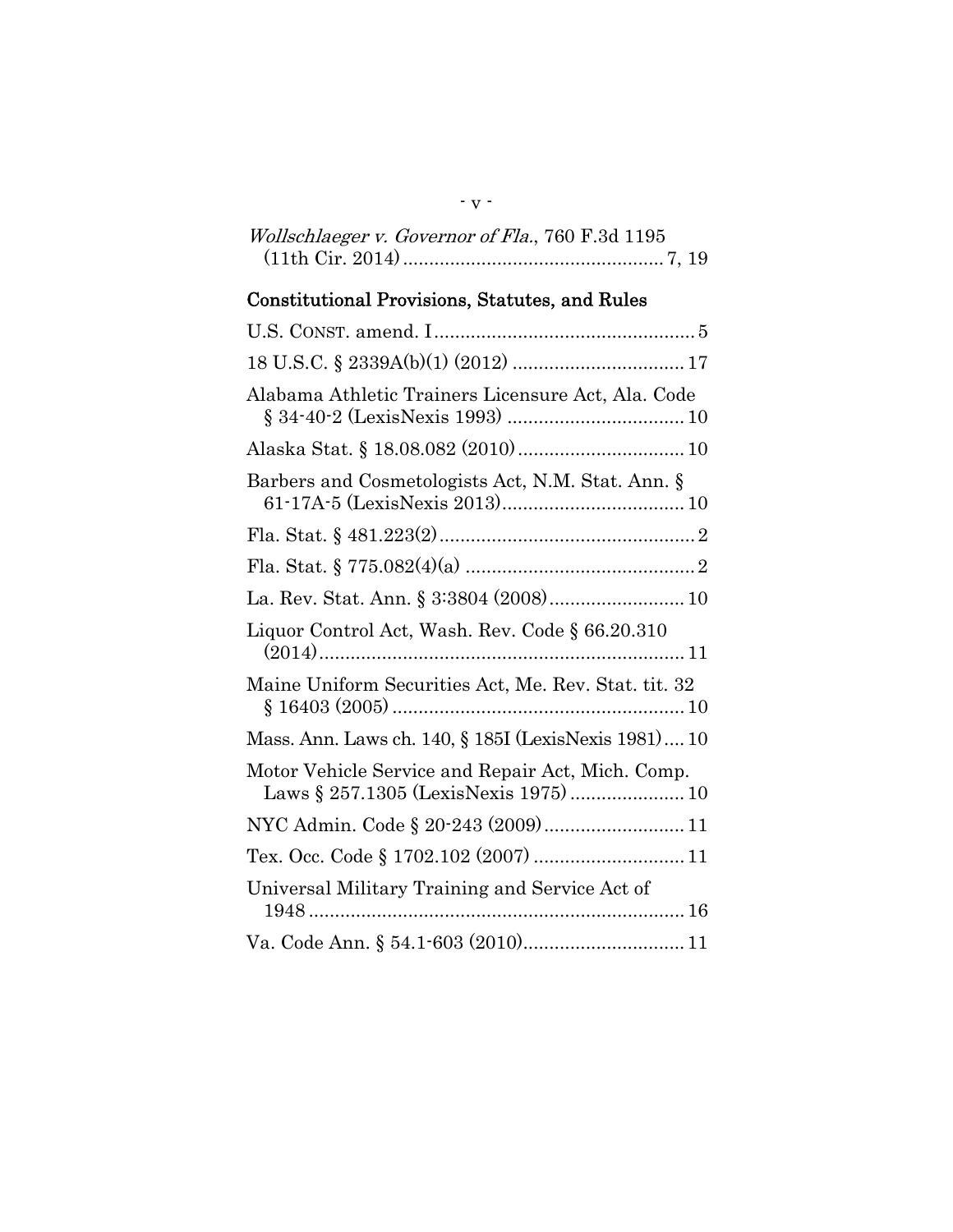*Wollschlaeger v. Governor of Fla.*, 760 F.3d 1195 (11th Cir. 2014) ........................................... 7, 19

## Constitutional Provisions, Statutes, and Rules

U.S. CONST. amend. I ........................................... 5

18 U.S.C. § 2339A(b)(1) (2012) ............................ 17

Alabama Athletic Trainers Licensure Act, Ala. Code § 34-40-2 (LexisNexis 1993) ............................ 10

Alaska Stat. § 18.08.082 (2010) ............................ 10

Barbers and Cosmetologists Act, N.M. Stat. Ann. § 61-17A-5 (LexisNexis 2013) ............................ 10

Fla. Stat. § 481.223(2) ........................................... 2

Fla. Stat. § 775.082(4)(a) ....................................... 2

La. Rev. Stat. Ann. § 3:3804 (2008) ...................... 10

Liquor Control Act, Wash. Rev. Code § 66.20.310 (2014) ................................................................ 11

Maine Uniform Securities Act, Me. Rev. Stat. tit. 32 § 16403 (2005) .................................................. 10

Mass. Ann. Laws ch. 140, § 185I (LexisNexis 1981) .... 10

Motor Vehicle Service and Repair Act, Mich. Comp. Laws § 257.1305 (LexisNexis 1975) ................... 10

NYC Admin. Code § 20-243 (2009) ........................ 11

Tex. Occ. Code § 1702.102 (2007) .......................... 11

Universal Military Training and Service Act of 1948 .................................................................. 16

Va. Code Ann. § 54.1-603 (2010) ............................ 11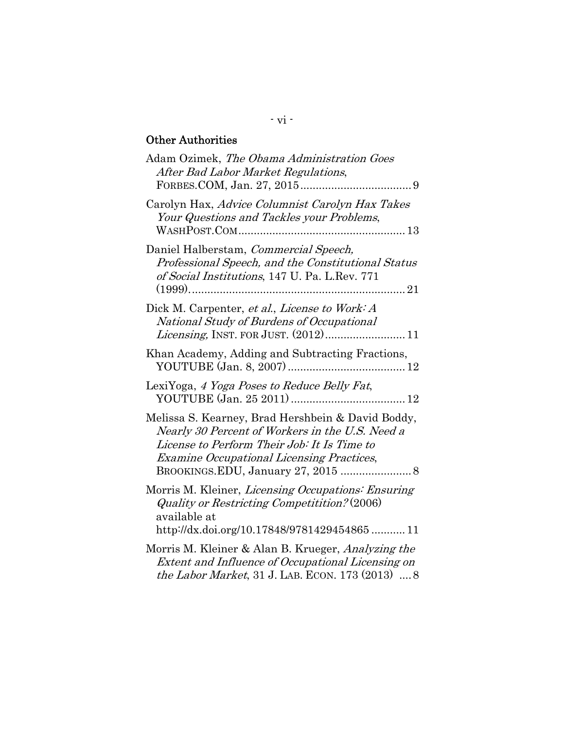## Other Authorities

Adam Ozimek, *The Obama Administration Goes After Bad Labor Market Regulations*, FORBES.COM, Jan. 27, 2015 .................................... 9

Carolyn Hax, *Advice Columnist Carolyn Hax Takes Your Questions and Tackles your Problems*, WASHPOST.COM ...................................................... 13

Daniel Halberstam, *Commercial Speech, Professional Speech, and the Constitutional Status of Social Institutions*, 147 U. Pa. L.Rev. 771 (1999)....................................................................... 21

Dick M. Carpenter, *et al.*, *License to Work: A National Study of Burdens of Occupational Licensing,* INST. FOR JUST. (2012).......................... 11

Khan Academy, Adding and Subtracting Fractions, YOUTUBE (Jan. 8, 2007) ....................................... 12

LexiYoga, *4 Yoga Poses to Reduce Belly Fat*, YOUTUBE (Jan. 25 2011) ...................................... 12

Melissa S. Kearney, Brad Hershbein & David Boddy, *Nearly 30 Percent of Workers in the U.S. Need a License to Perform Their Job: It Is Time to Examine Occupational Licensing Practices*, BROOKINGS.EDU, January 27, 2015 ....................... 8

Morris M. Kleiner, *Licensing Occupations: Ensuring Quality or Restricting Competitition?* (2006) available at http://dx.doi.org/10.17848/9781429454865 ........... 11

Morris M. Kleiner & Alan B. Krueger, *Analyzing the Extent and Influence of Occupational Licensing on the Labor Market*, 31 J. LAB. ECON. 173 (2013) .... 8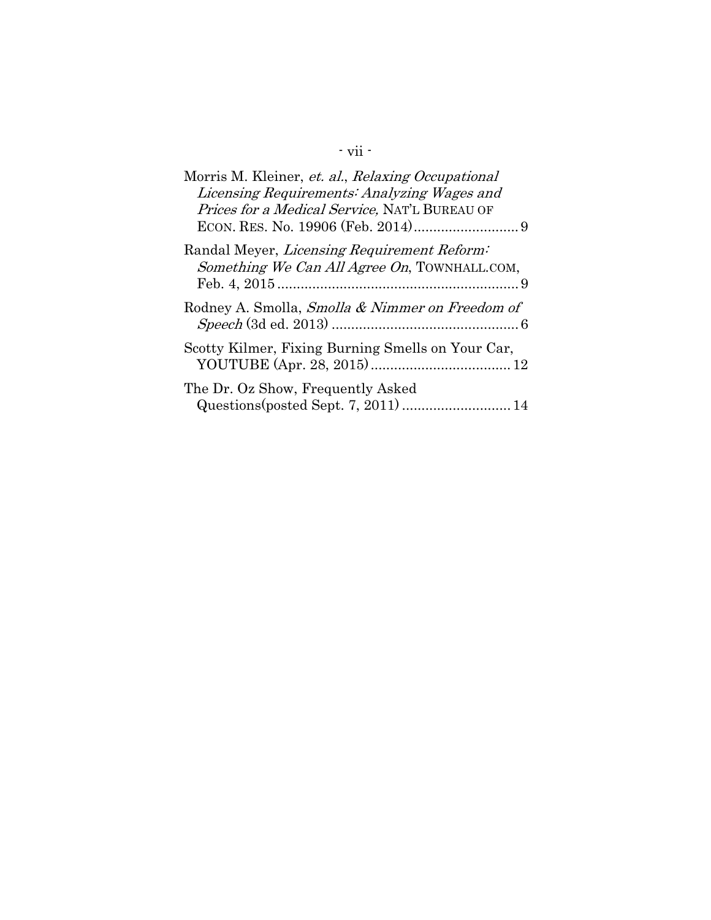Morris M. Kleiner, *et. al.*, *Relaxing Occupational Licensing Requirements: Analyzing Wages and Prices for a Medical Service,* NAT'L BUREAU OF ECON. RES. No. 19906 (Feb. 2014)........................... 9

Randal Meyer, *Licensing Requirement Reform: Something We Can All Agree On*, TOWNHALL.COM, Feb. 4, 2015 ............................................................ 9

Rodney A. Smolla, *Smolla & Nimmer on Freedom of Speech* (3d ed. 2013) ............................................... 6

Scotty Kilmer, Fixing Burning Smells on Your Car, YOUTUBE (Apr. 28, 2015) .................................... 12

The Dr. Oz Show, Frequently Asked Questions(posted Sept. 7, 2011) ........................... 14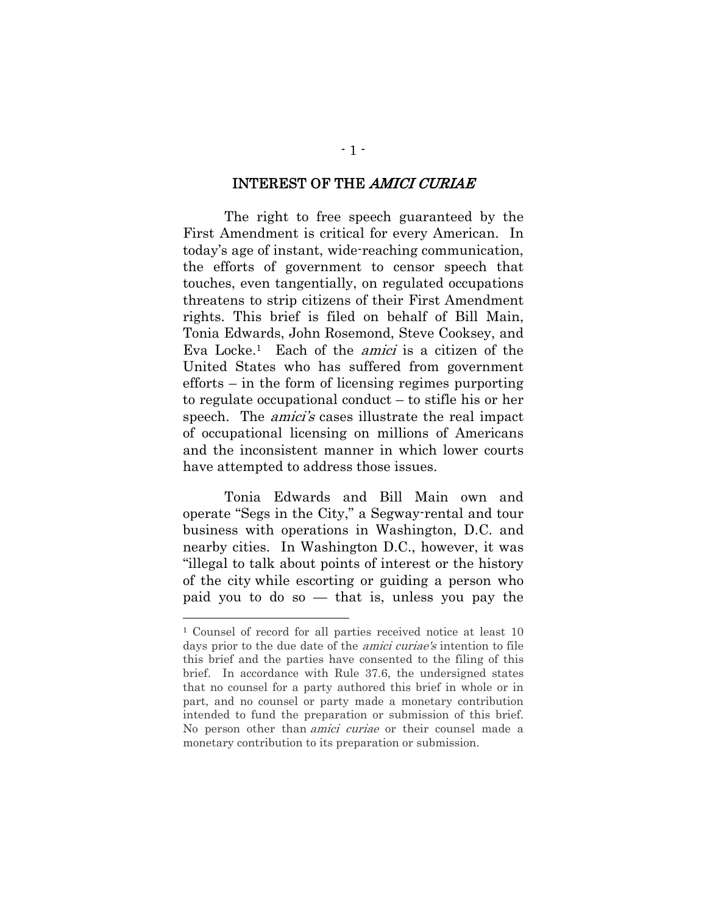## INTEREST OF THE *AMICI CURIAE*

The right to free speech guaranteed by the First Amendment is critical for every American. In today's age of instant, wide-reaching communication, the efforts of government to censor speech that touches, even tangentially, on regulated occupations threatens to strip citizens of their First Amendment rights. This brief is filed on behalf of Bill Main, Tonia Edwards, John Rosemond, Steve Cooksey, and Eva Locke.[1] Each of the *amici* is a citizen of the United States who has suffered from government efforts – in the form of licensing regimes purporting to regulate occupational conduct – to stifle his or her speech. The *amici's* cases illustrate the real impact of occupational licensing on millions of Americans and the inconsistent manner in which lower courts have attempted to address those issues.

Tonia Edwards and Bill Main own and operate "Segs in the City," a Segway-rental and tour business with operations in Washington, D.C. and nearby cities. In Washington D.C., however, it was "illegal to talk about points of interest or the history of the city while escorting or guiding a person who paid you to do so — that is, unless you pay the

---

[1] Counsel of record for all parties received notice at least 10 days prior to the due date of the *amici curiae's* intention to file this brief and the parties have consented to the filing of this brief. In accordance with Rule 37.6, the undersigned states that no counsel for a party authored this brief in whole or in part, and no counsel or party made a monetary contribution intended to fund the preparation or submission of this brief. No person other than *amici curiae* or their counsel made a monetary contribution to its preparation or submission.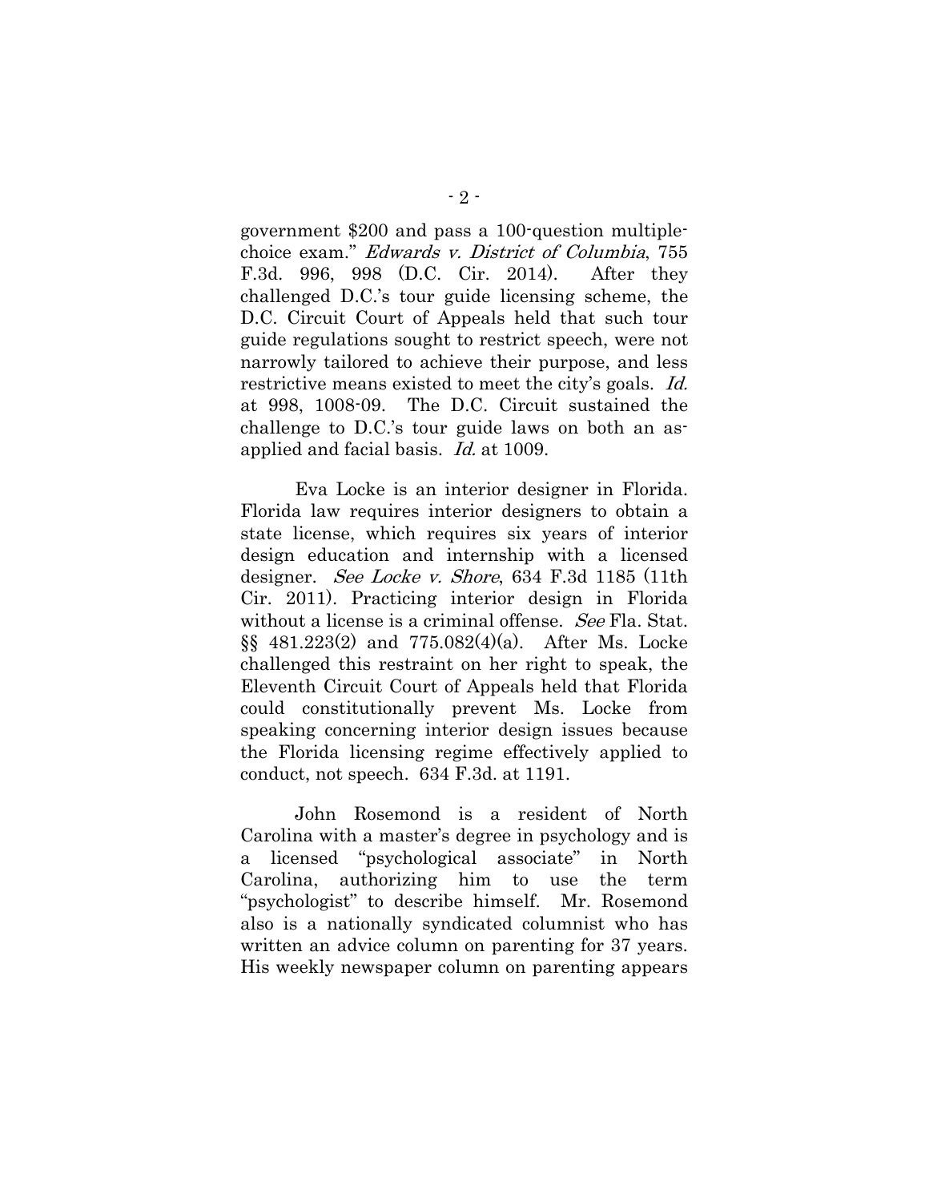government $200 and pass a 100-question multiple-choice exam." *Edwards v. District of Columbia*, 755 F.3d. 996, 998 (D.C. Cir. 2014). After they challenged D.C.'s tour guide licensing scheme, the D.C. Circuit Court of Appeals held that such tour guide regulations sought to restrict speech, were not narrowly tailored to achieve their purpose, and less restrictive means existed to meet the city's goals. *Id.* at 998, 1008-09. The D.C. Circuit sustained the challenge to D.C.'s tour guide laws on both an as-applied and facial basis. *Id.* at 1009.

Eva Locke is an interior designer in Florida. Florida law requires interior designers to obtain a state license, which requires six years of interior design education and internship with a licensed designer. *See Locke v. Shore*, 634 F.3d 1185 (11th Cir. 2011). Practicing interior design in Florida without a license is a criminal offense. *See* Fla. Stat. §§ 481.223(2) and 775.082(4)(a). After Ms. Locke challenged this restraint on her right to speak, the Eleventh Circuit Court of Appeals held that Florida could constitutionally prevent Ms. Locke from speaking concerning interior design issues because the Florida licensing regime effectively applied to conduct, not speech. 634 F.3d. at 1191.

John Rosemond is a resident of North Carolina with a master's degree in psychology and is a licensed "psychological associate" in North Carolina, authorizing him to use the term "psychologist" to describe himself. Mr. Rosemond also is a nationally syndicated columnist who has written an advice column on parenting for 37 years. His weekly newspaper column on parenting appears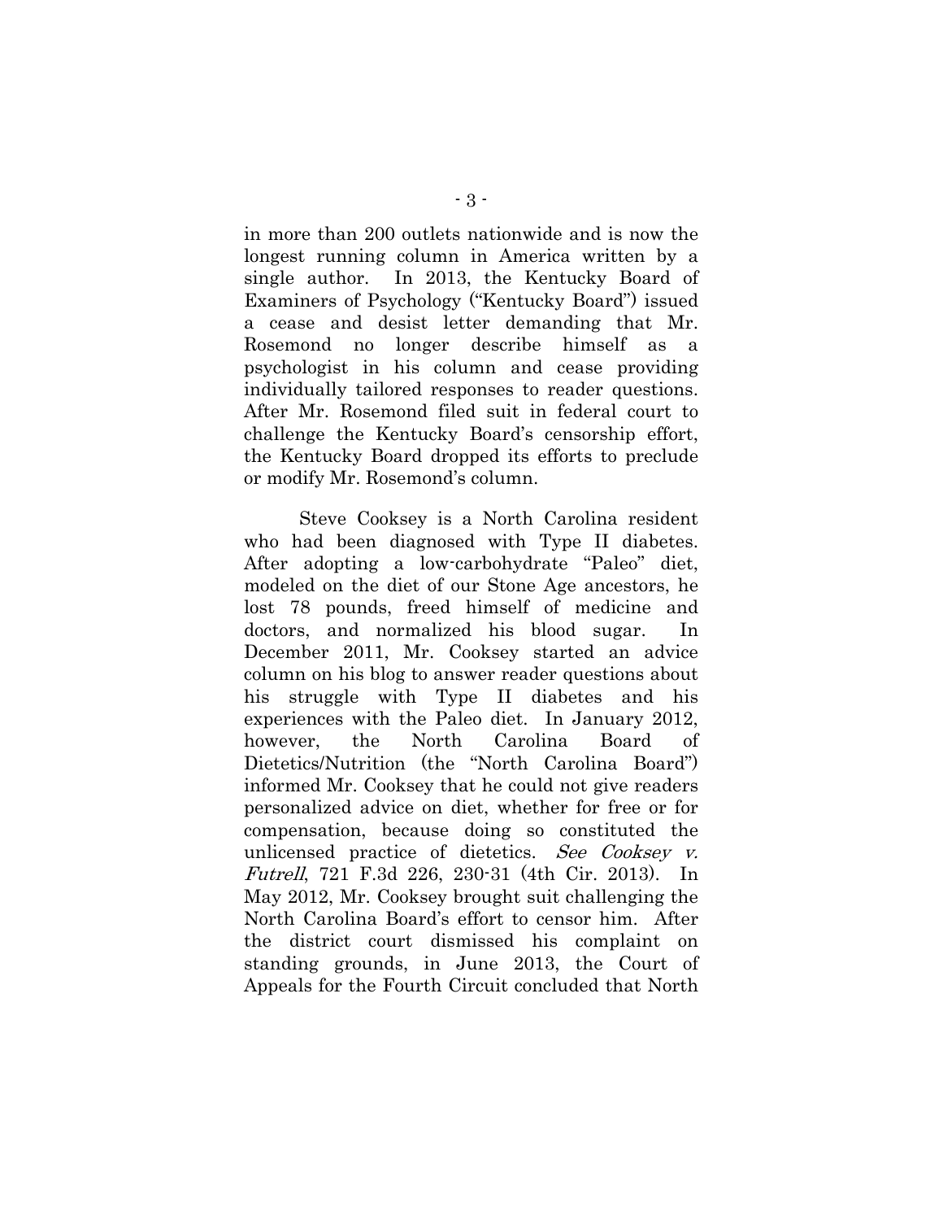in more than 200 outlets nationwide and is now the longest running column in America written by a single author. In 2013, the Kentucky Board of Examiners of Psychology ("Kentucky Board") issued a cease and desist letter demanding that Mr. Rosemond no longer describe himself as a psychologist in his column and cease providing individually tailored responses to reader questions. After Mr. Rosemond filed suit in federal court to challenge the Kentucky Board's censorship effort, the Kentucky Board dropped its efforts to preclude or modify Mr. Rosemond's column.

Steve Cooksey is a North Carolina resident who had been diagnosed with Type II diabetes. After adopting a low-carbohydrate "Paleo" diet, modeled on the diet of our Stone Age ancestors, he lost 78 pounds, freed himself of medicine and doctors, and normalized his blood sugar. In December 2011, Mr. Cooksey started an advice column on his blog to answer reader questions about his struggle with Type II diabetes and his experiences with the Paleo diet. In January 2012, however, the North Carolina Board of Dietetics/Nutrition (the "North Carolina Board") informed Mr. Cooksey that he could not give readers personalized advice on diet, whether for free or for compensation, because doing so constituted the unlicensed practice of dietetics. *See Cooksey v. Futrell*, 721 F.3d 226, 230-31 (4th Cir. 2013). In May 2012, Mr. Cooksey brought suit challenging the North Carolina Board's effort to censor him. After the district court dismissed his complaint on standing grounds, in June 2013, the Court of Appeals for the Fourth Circuit concluded that North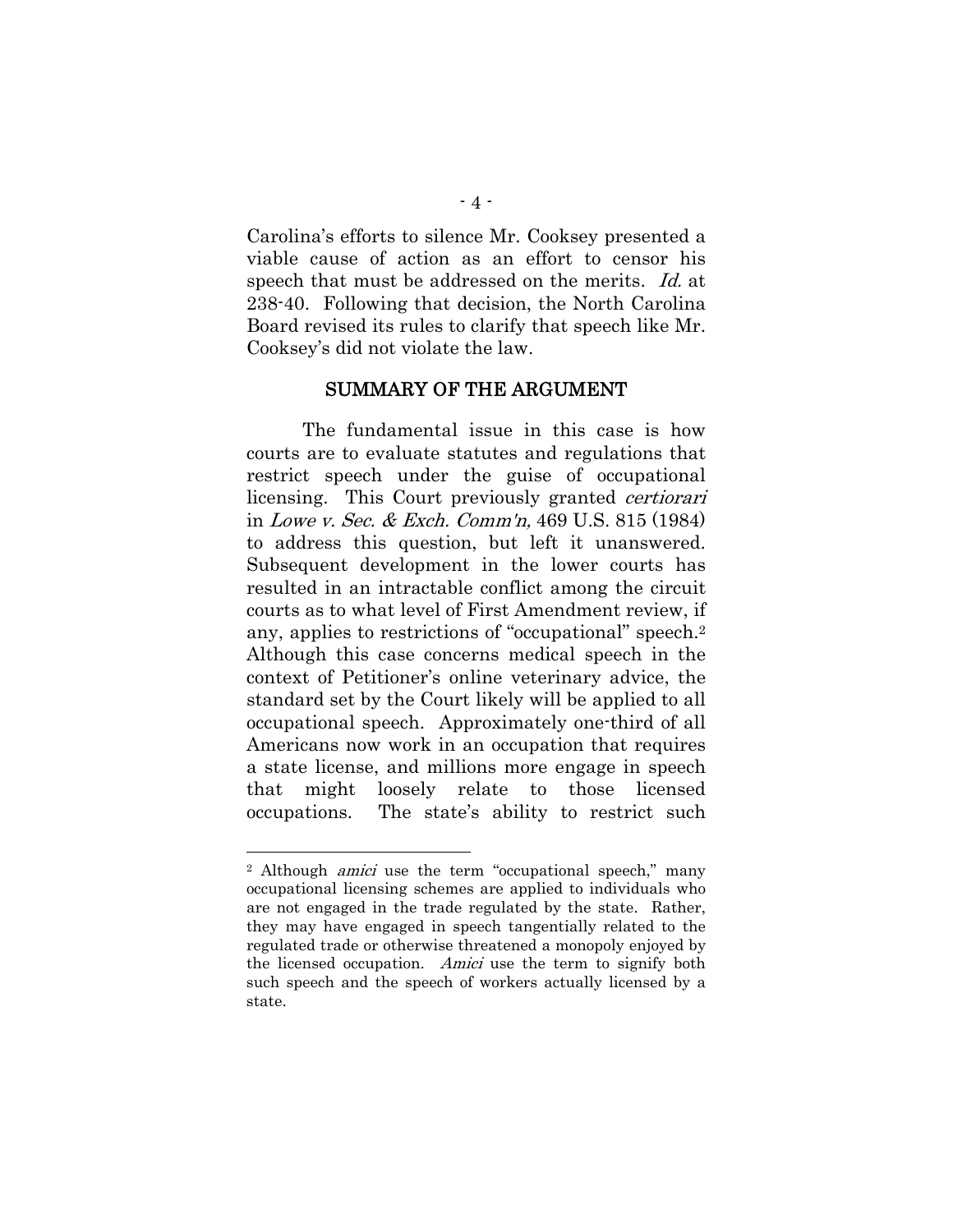Carolina's efforts to silence Mr. Cooksey presented a viable cause of action as an effort to censor his speech that must be addressed on the merits. *Id.* at 238-40. Following that decision, the North Carolina Board revised its rules to clarify that speech like Mr. Cooksey's did not violate the law.

## SUMMARY OF THE ARGUMENT

The fundamental issue in this case is how courts are to evaluate statutes and regulations that restrict speech under the guise of occupational licensing. This Court previously granted *certiorari* in *Lowe v. Sec. & Exch. Comm'n,* 469 U.S. 815 (1984) to address this question, but left it unanswered. Subsequent development in the lower courts has resulted in an intractable conflict among the circuit courts as to what level of First Amendment review, if any, applies to restrictions of "occupational" speech.[2] Although this case concerns medical speech in the context of Petitioner's online veterinary advice, the standard set by the Court likely will be applied to all occupational speech. Approximately one-third of all Americans now work in an occupation that requires a state license, and millions more engage in speech that might loosely relate to those licensed occupations. The state's ability to restrict such

---

[2] Although *amici* use the term "occupational speech," many occupational licensing schemes are applied to individuals who are not engaged in the trade regulated by the state. Rather, they may have engaged in speech tangentially related to the regulated trade or otherwise threatened a monopoly enjoyed by the licensed occupation. *Amici* use the term to signify both such speech and the speech of workers actually licensed by a state.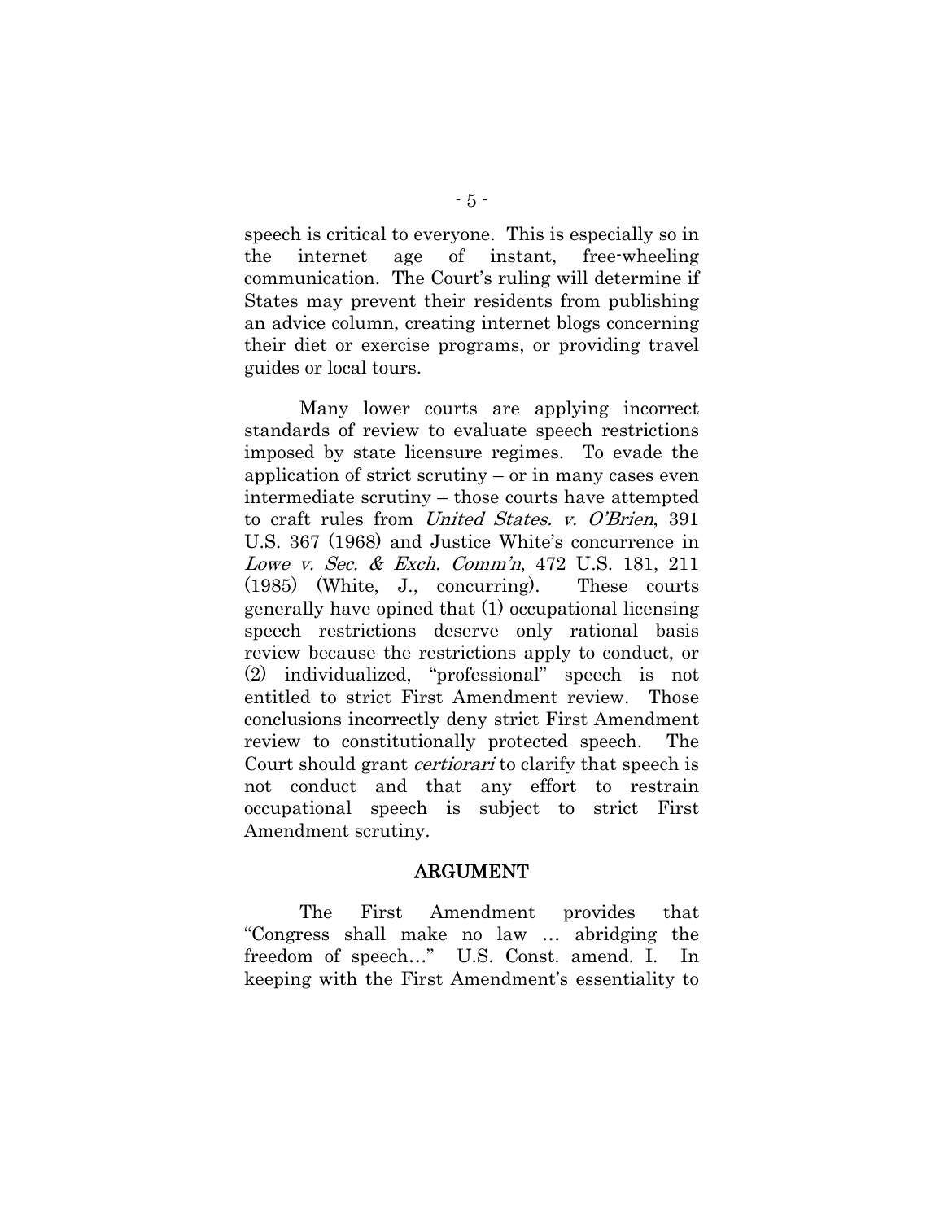speech is critical to everyone. This is especially so in the internet age of instant, free-wheeling communication. The Court's ruling will determine if States may prevent their residents from publishing an advice column, creating internet blogs concerning their diet or exercise programs, or providing travel guides or local tours.

Many lower courts are applying incorrect standards of review to evaluate speech restrictions imposed by state licensure regimes. To evade the application of strict scrutiny – or in many cases even intermediate scrutiny – those courts have attempted to craft rules from *United States. v. O'Brien*, 391 U.S. 367 (1968) and Justice White's concurrence in *Lowe v. Sec. & Exch. Comm'n*, 472 U.S. 181, 211 (1985) (White, J., concurring). These courts generally have opined that (1) occupational licensing speech restrictions deserve only rational basis review because the restrictions apply to conduct, or (2) individualized, "professional" speech is not entitled to strict First Amendment review. Those conclusions incorrectly deny strict First Amendment review to constitutionally protected speech. The Court should grant *certiorari* to clarify that speech is not conduct and that any effort to restrain occupational speech is subject to strict First Amendment scrutiny.

## ARGUMENT

The First Amendment provides that "Congress shall make no law … abridging the freedom of speech…" U.S. Const. amend. I. In keeping with the First Amendment's essentiality to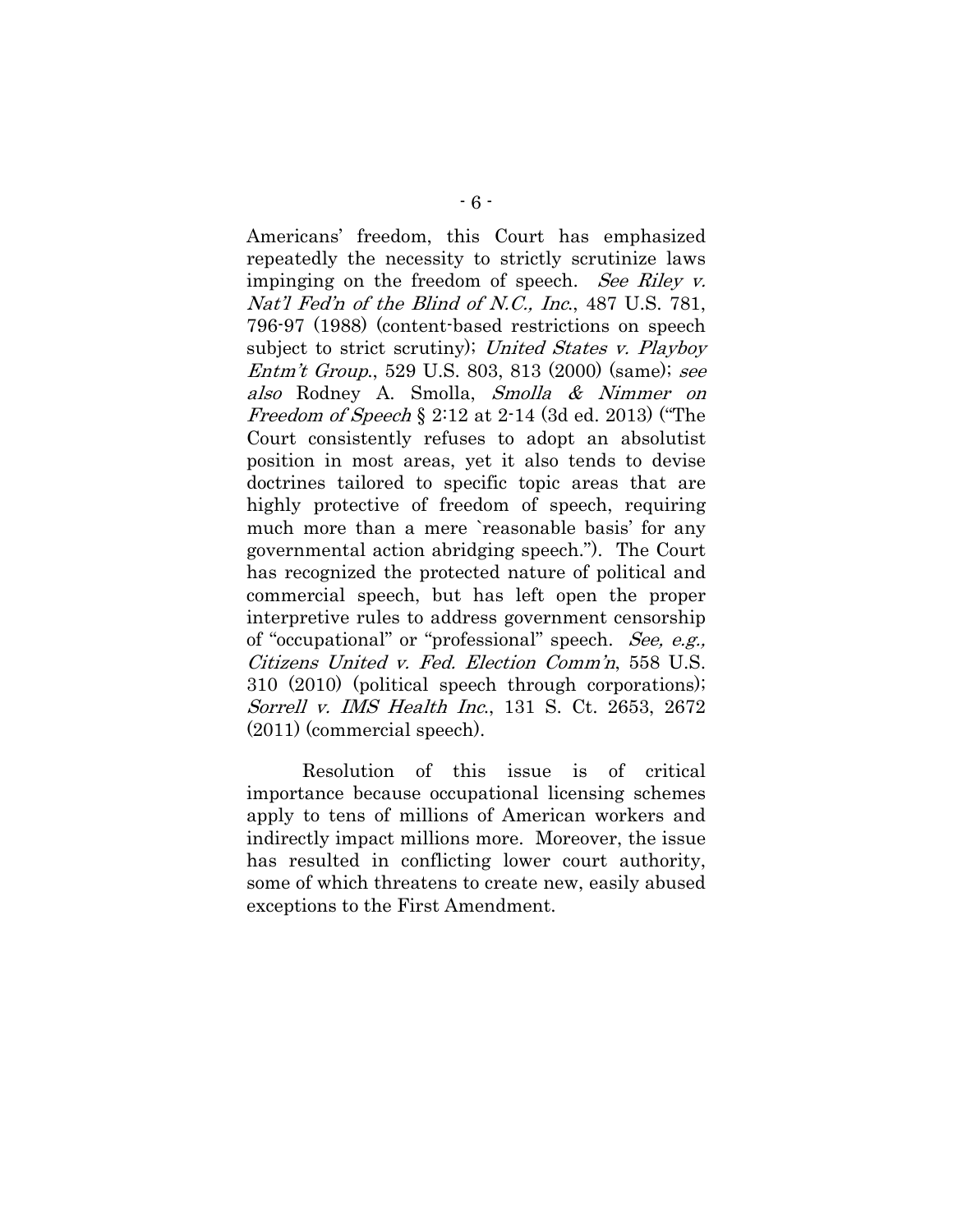Americans' freedom, this Court has emphasized repeatedly the necessity to strictly scrutinize laws impinging on the freedom of speech. *See Riley v. Nat'l Fed'n of the Blind of N.C., Inc.*, 487 U.S. 781, 796-97 (1988) (content-based restrictions on speech subject to strict scrutiny); *United States v. Playboy Entm't Group.*, 529 U.S. 803, 813 (2000) (same); *see also* Rodney A. Smolla, *Smolla & Nimmer on Freedom of Speech* § 2:12 at 2-14 (3d ed. 2013) ("The Court consistently refuses to adopt an absolutist position in most areas, yet it also tends to devise doctrines tailored to specific topic areas that are highly protective of freedom of speech, requiring much more than a mere `reasonable basis' for any governmental action abridging speech."). The Court has recognized the protected nature of political and commercial speech, but has left open the proper interpretive rules to address government censorship of "occupational" or "professional" speech. *See, e.g., Citizens United v. Fed. Election Comm'n*, 558 U.S. 310 (2010) (political speech through corporations); *Sorrell v. IMS Health Inc.*, 131 S. Ct. 2653, 2672 (2011) (commercial speech).

Resolution of this issue is of critical importance because occupational licensing schemes apply to tens of millions of American workers and indirectly impact millions more. Moreover, the issue has resulted in conflicting lower court authority, some of which threatens to create new, easily abused exceptions to the First Amendment.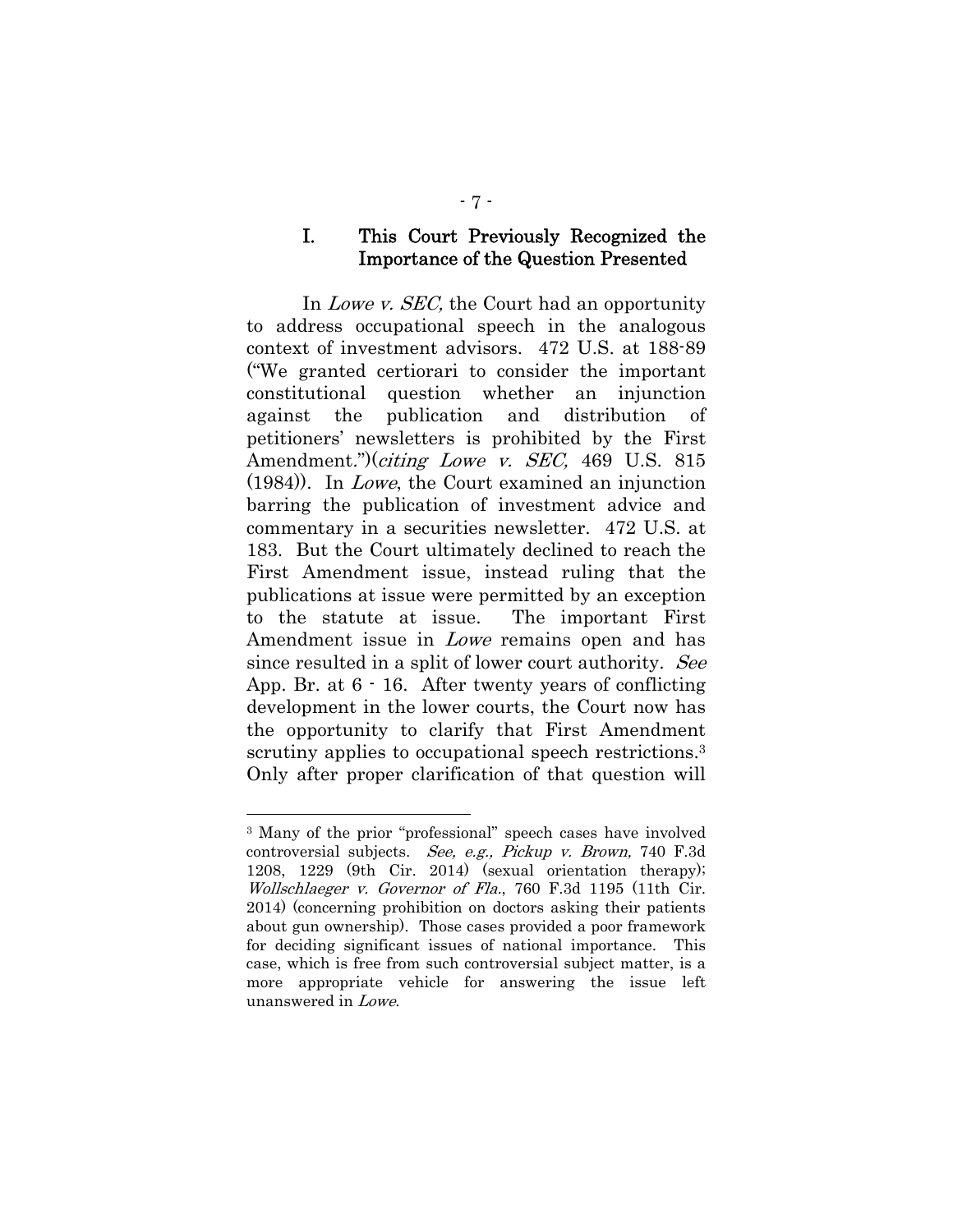## I. This Court Previously Recognized the Importance of the Question Presented

In *Lowe v. SEC,* the Court had an opportunity to address occupational speech in the analogous context of investment advisors. 472 U.S. at 188-89 ("We granted certiorari to consider the important constitutional question whether an injunction against the publication and distribution of petitioners' newsletters is prohibited by the First Amendment.")(*citing Lowe v. SEC,* 469 U.S. 815 (1984)). In *Lowe*, the Court examined an injunction barring the publication of investment advice and commentary in a securities newsletter. 472 U.S. at 183. But the Court ultimately declined to reach the First Amendment issue, instead ruling that the publications at issue were permitted by an exception to the statute at issue. The important First Amendment issue in *Lowe* remains open and has since resulted in a split of lower court authority. *See* App. Br. at 6 - 16. After twenty years of conflicting development in the lower courts, the Court now has the opportunity to clarify that First Amendment scrutiny applies to occupational speech restrictions.[3] Only after proper clarification of that question will

[3] Many of the prior "professional" speech cases have involved controversial subjects. *See, e.g., Pickup v. Brown,* 740 F.3d 1208, 1229 (9th Cir. 2014) (sexual orientation therapy); *Wollschlaeger v. Governor of Fla*., 760 F.3d 1195 (11th Cir. 2014) (concerning prohibition on doctors asking their patients about gun ownership). Those cases provided a poor framework for deciding significant issues of national importance. This case, which is free from such controversial subject matter, is a more appropriate vehicle for answering the issue left unanswered in *Lowe*.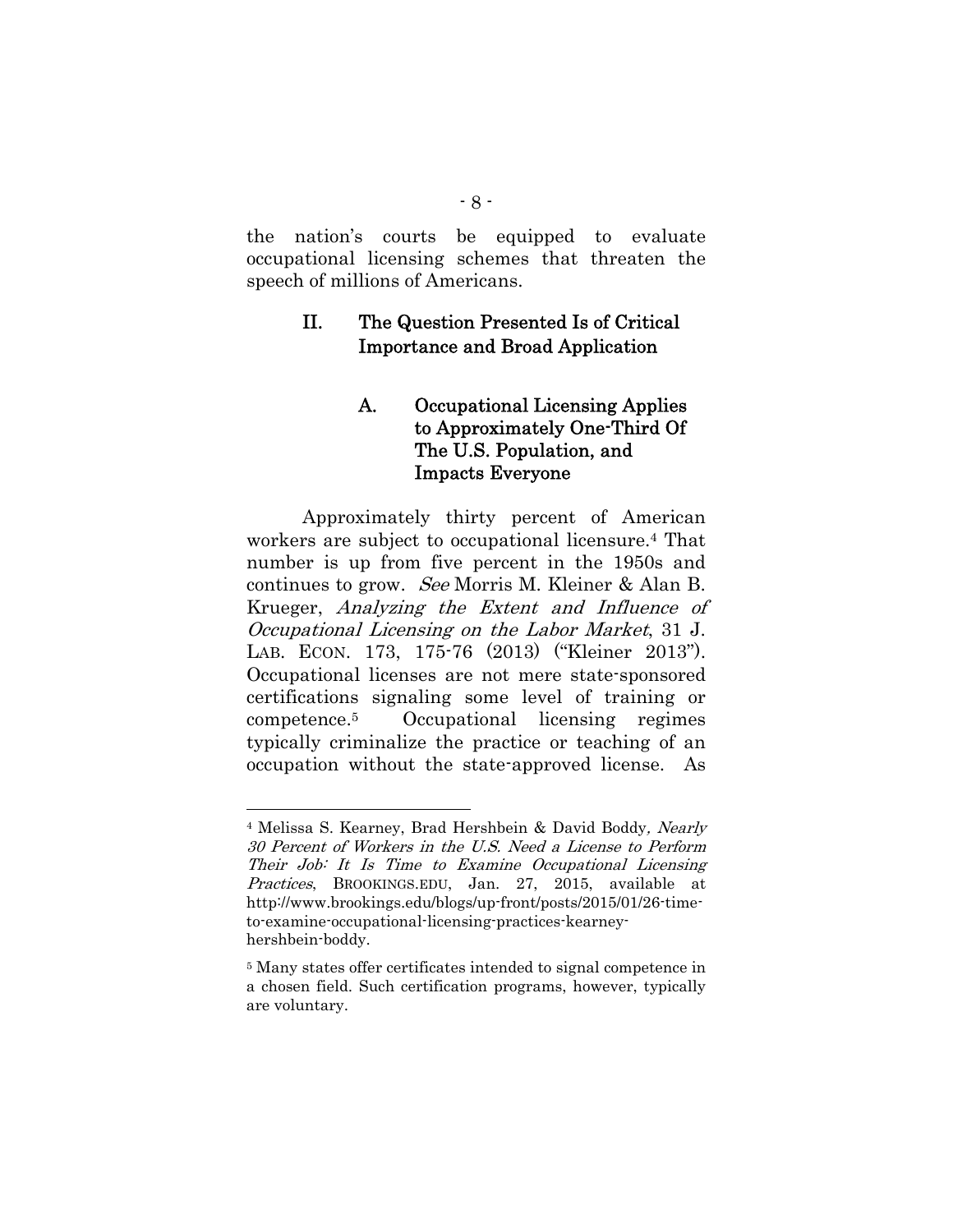the nation's courts be equipped to evaluate occupational licensing schemes that threaten the speech of millions of Americans.

## II. The Question Presented Is of Critical Importance and Broad Application

### A. Occupational Licensing Applies to Approximately One-Third Of The U.S. Population, and Impacts Everyone

Approximately thirty percent of American workers are subject to occupational licensure.[4] That number is up from five percent in the 1950s and continues to grow. *See* Morris M. Kleiner & Alan B. Krueger, *Analyzing the Extent and Influence of Occupational Licensing on the Labor Market*, 31 J. LAB. ECON. 173, 175-76 (2013) ("Kleiner 2013"). Occupational licenses are not mere state-sponsored certifications signaling some level of training or competence.[5] Occupational licensing regimes typically criminalize the practice or teaching of an occupation without the state-approved license. As

---

[4] Melissa S. Kearney, Brad Hershbein & David Boddy, *Nearly 30 Percent of Workers in the U.S. Need a License to Perform Their Job: It Is Time to Examine Occupational Licensing Practices*, BROOKINGS.EDU, Jan. 27, 2015, available at http://www.brookings.edu/blogs/up-front/posts/2015/01/26-time-to-examine-occupational-licensing-practices-kearney-hershbein-boddy.

[5] Many states offer certificates intended to signal competence in a chosen field. Such certification programs, however, typically are voluntary.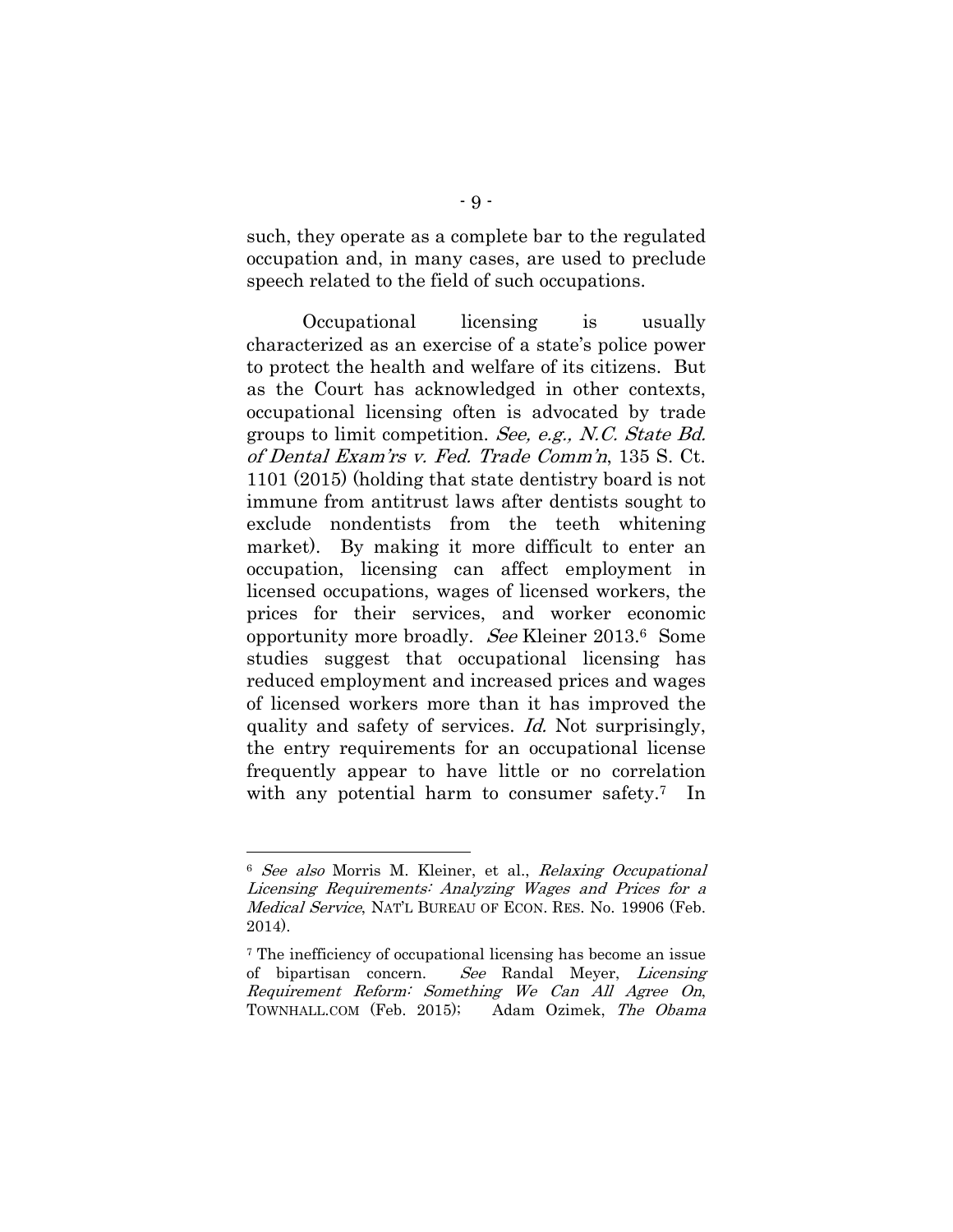such, they operate as a complete bar to the regulated occupation and, in many cases, are used to preclude speech related to the field of such occupations.

Occupational licensing is usually characterized as an exercise of a state's police power to protect the health and welfare of its citizens. But as the Court has acknowledged in other contexts, occupational licensing often is advocated by trade groups to limit competition. *See, e.g., N.C. State Bd. of Dental Exam'rs v. Fed. Trade Comm'n*, 135 S. Ct. 1101 (2015) (holding that state dentistry board is not immune from antitrust laws after dentists sought to exclude nondentists from the teeth whitening market). By making it more difficult to enter an occupation, licensing can affect employment in licensed occupations, wages of licensed workers, the prices for their services, and worker economic opportunity more broadly. *See* Kleiner 2013.[6] Some studies suggest that occupational licensing has reduced employment and increased prices and wages of licensed workers more than it has improved the quality and safety of services. *Id.* Not surprisingly, the entry requirements for an occupational license frequently appear to have little or no correlation with any potential harm to consumer safety.[7] In

---

[6] *See also* Morris M. Kleiner, et al., *Relaxing Occupational Licensing Requirements: Analyzing Wages and Prices for a Medical Service*, NAT'L BUREAU OF ECON. RES. No. 19906 (Feb. 2014).

[7] The inefficiency of occupational licensing has become an issue of bipartisan concern. *See* Randal Meyer, *Licensing Requirement Reform: Something We Can All Agree On*, TOWNHALL.COM (Feb. 2015); Adam Ozimek, *The Obama*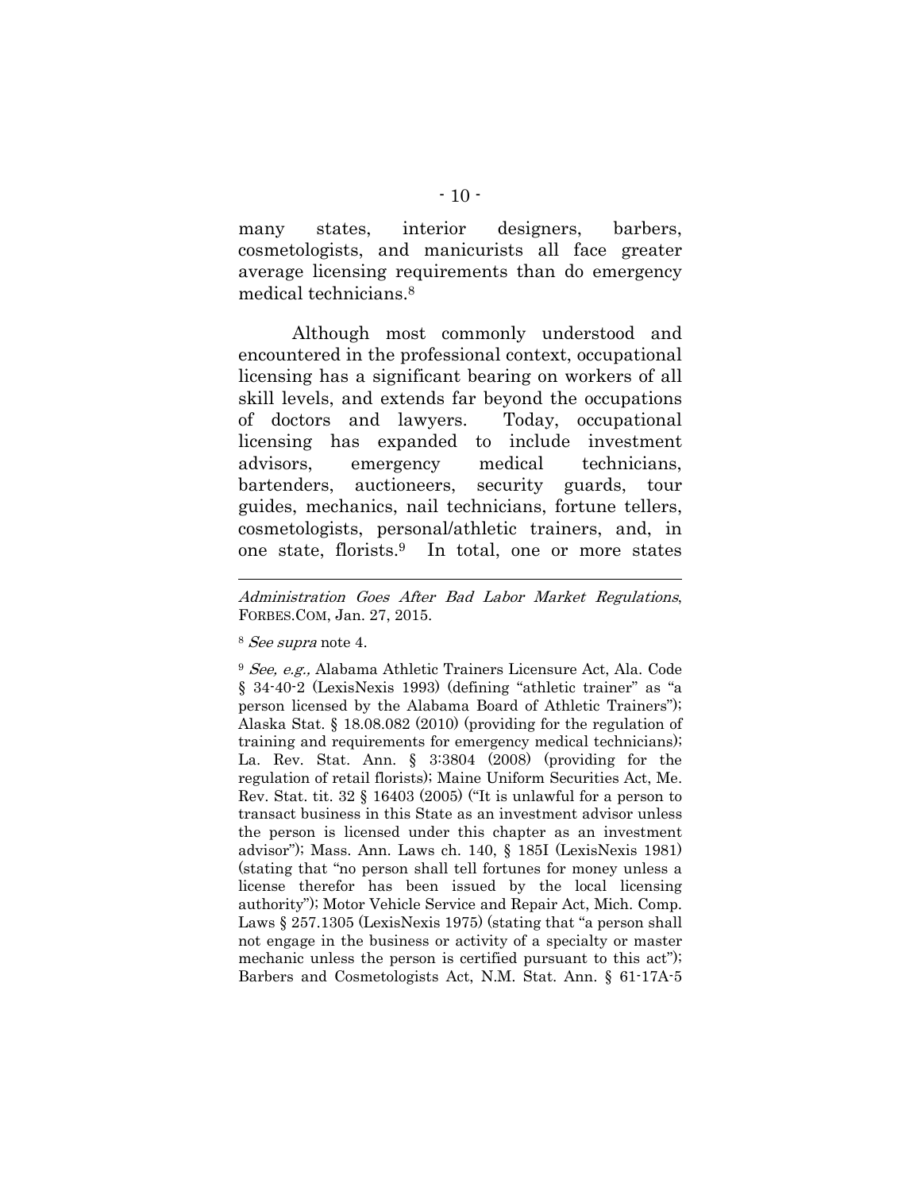many states, interior designers, barbers, cosmetologists, and manicurists all face greater average licensing requirements than do emergency medical technicians.[8]

Although most commonly understood and encountered in the professional context, occupational licensing has a significant bearing on workers of all skill levels, and extends far beyond the occupations of doctors and lawyers. Today, occupational licensing has expanded to include investment advisors, emergency medical technicians, bartenders, auctioneers, security guards, tour guides, mechanics, nail technicians, fortune tellers, cosmetologists, personal/athletic trainers, and, in one state, florists.[9] In total, one or more states

---

*Administration Goes After Bad Labor Market Regulations*, FORBES.COM, Jan. 27, 2015.

[8] *See supra* note 4.

[9] *See, e.g.,* Alabama Athletic Trainers Licensure Act, Ala. Code § 34-40-2 (LexisNexis 1993) (defining "athletic trainer" as "a person licensed by the Alabama Board of Athletic Trainers"); Alaska Stat. § 18.08.082 (2010) (providing for the regulation of training and requirements for emergency medical technicians); La. Rev. Stat. Ann. § 3:3804 (2008) (providing for the regulation of retail florists); Maine Uniform Securities Act, Me. Rev. Stat. tit. 32 § 16403 (2005) ("It is unlawful for a person to transact business in this State as an investment advisor unless the person is licensed under this chapter as an investment advisor"); Mass. Ann. Laws ch. 140, § 185I (LexisNexis 1981) (stating that "no person shall tell fortunes for money unless a license therefor has been issued by the local licensing authority"); Motor Vehicle Service and Repair Act, Mich. Comp. Laws § 257.1305 (LexisNexis 1975) (stating that "a person shall not engage in the business or activity of a specialty or master mechanic unless the person is certified pursuant to this act"); Barbers and Cosmetologists Act, N.M. Stat. Ann. § 61-17A-5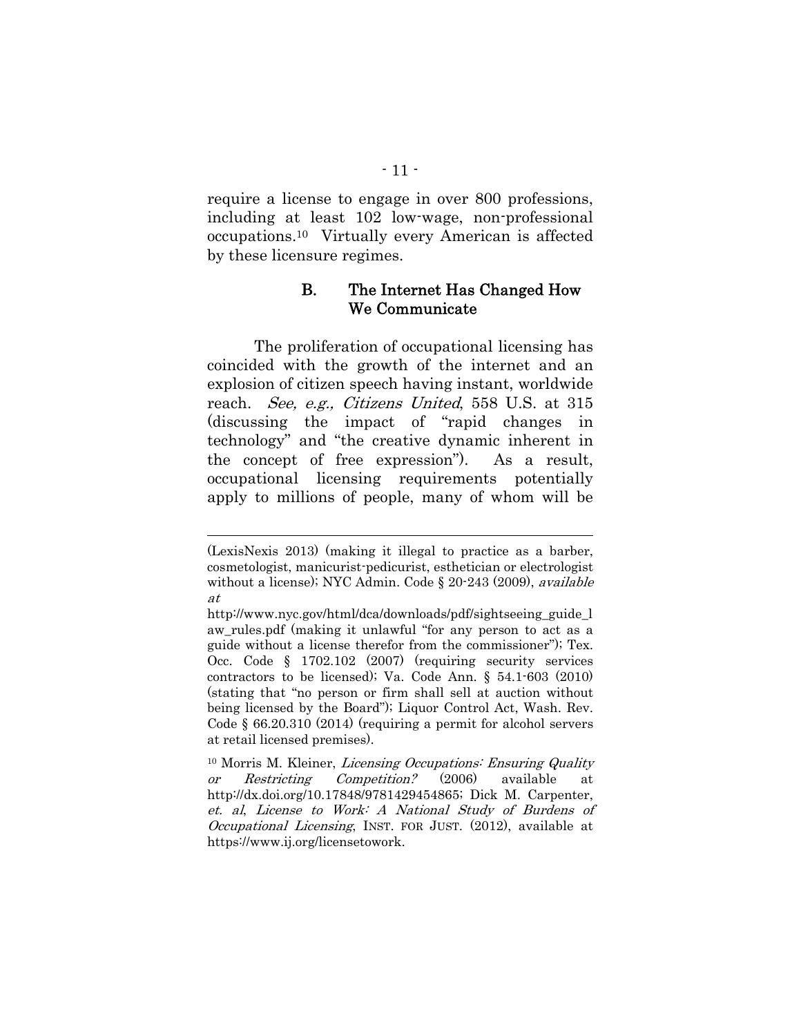require a license to engage in over 800 professions, including at least 102 low-wage, non-professional occupations.[10] Virtually every American is affected by these licensure regimes.

### B. The Internet Has Changed How We Communicate

The proliferation of occupational licensing has coincided with the growth of the internet and an explosion of citizen speech having instant, worldwide reach. *See, e.g., Citizens United*, 558 U.S. at 315 (discussing the impact of "rapid changes in technology" and "the creative dynamic inherent in the concept of free expression"). As a result, occupational licensing requirements potentially apply to millions of people, many of whom will be

---

(LexisNexis 2013) (making it illegal to practice as a barber, cosmetologist, manicurist-pedicurist, esthetician or electrologist without a license); NYC Admin. Code § 20-243 (2009), *available at* http://www.nyc.gov/html/dca/downloads/pdf/sightseeing_guide_law_rules.pdf (making it unlawful "for any person to act as a guide without a license therefor from the commissioner"); Tex. Occ. Code § 1702.102 (2007) (requiring security services contractors to be licensed); Va. Code Ann. § 54.1-603 (2010) (stating that "no person or firm shall sell at auction without being licensed by the Board"); Liquor Control Act, Wash. Rev. Code § 66.20.310 (2014) (requiring a permit for alcohol servers at retail licensed premises).

[10] Morris M. Kleiner, *Licensing Occupations: Ensuring Quality or Restricting Competition?* (2006) available at http://dx.doi.org/10.17848/9781429454865; Dick M. Carpenter, *et. al*, *License to Work: A National Study of Burdens of Occupational Licensing*, INST. FOR JUST. (2012), available at https://www.ij.org/licensetowork.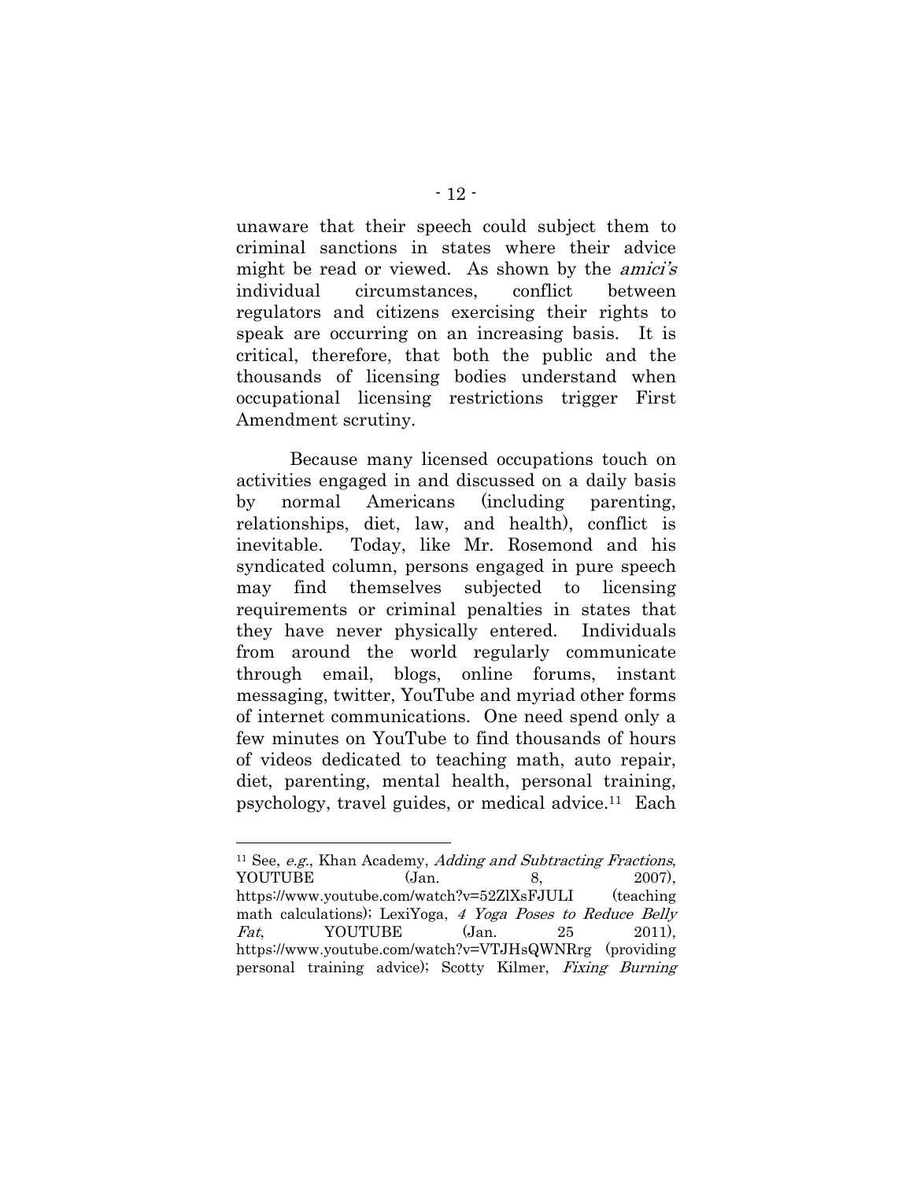unaware that their speech could subject them to criminal sanctions in states where their advice might be read or viewed. As shown by the *amici's* individual circumstances, conflict between regulators and citizens exercising their rights to speak are occurring on an increasing basis. It is critical, therefore, that both the public and the thousands of licensing bodies understand when occupational licensing restrictions trigger First Amendment scrutiny.

Because many licensed occupations touch on activities engaged in and discussed on a daily basis by normal Americans (including parenting, relationships, diet, law, and health), conflict is inevitable. Today, like Mr. Rosemond and his syndicated column, persons engaged in pure speech may find themselves subjected to licensing requirements or criminal penalties in states that they have never physically entered. Individuals from around the world regularly communicate through email, blogs, online forums, instant messaging, twitter, YouTube and myriad other forms of internet communications. One need spend only a few minutes on YouTube to find thousands of hours of videos dedicated to teaching math, auto repair, diet, parenting, mental health, personal training, psychology, travel guides, or medical advice.[11] Each

---

[11] See, *e.g.*, Khan Academy, *Adding and Subtracting Fractions*, YOUTUBE (Jan. 8, 2007), https://www.youtube.com/watch?v=52ZlXsFJULI (teaching math calculations); LexiYoga, *4 Yoga Poses to Reduce Belly Fat*, YOUTUBE (Jan. 25 2011), https://www.youtube.com/watch?v=VTJHsQWNRrg (providing personal training advice); Scotty Kilmer, *Fixing Burning*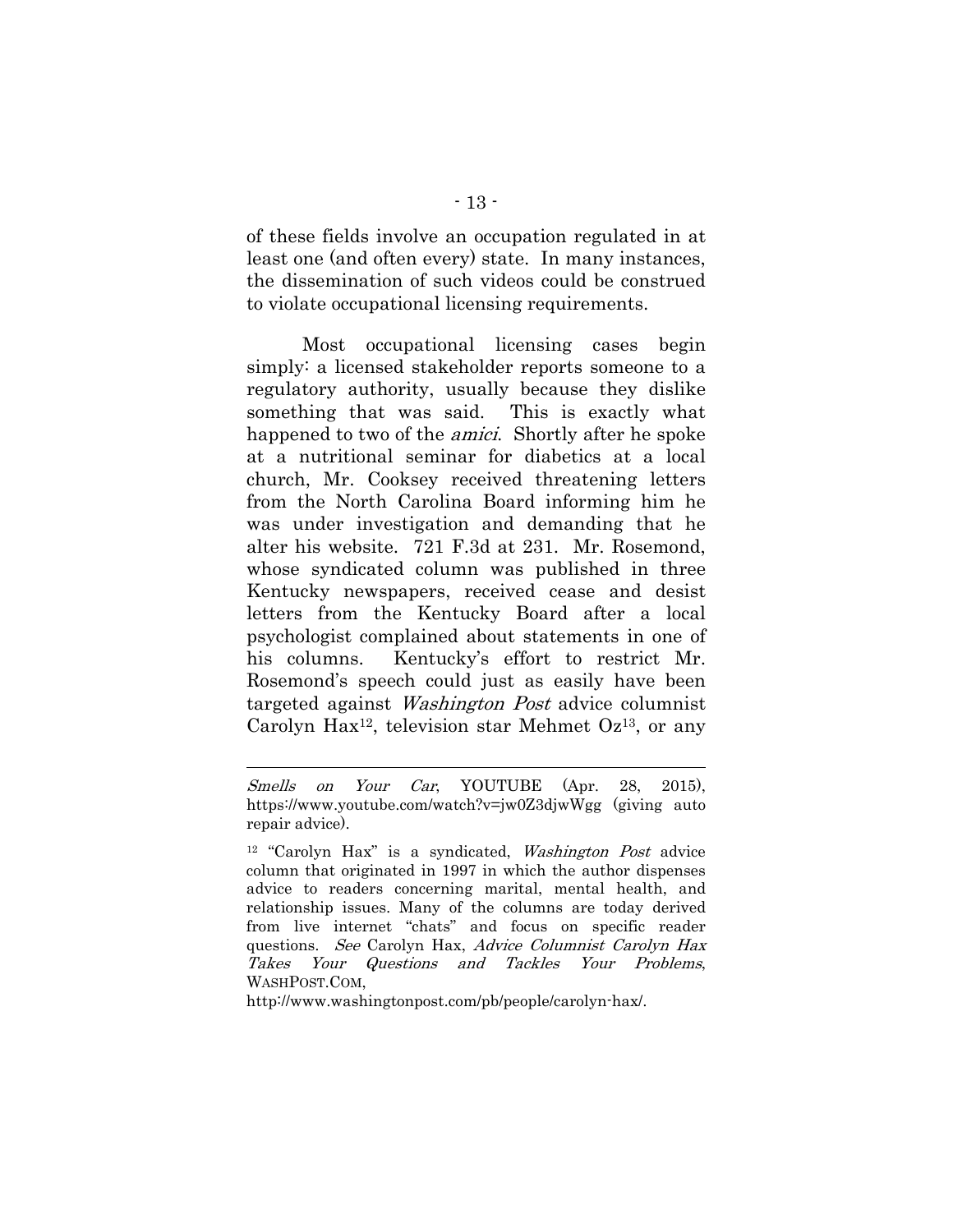of these fields involve an occupation regulated in at least one (and often every) state. In many instances, the dissemination of such videos could be construed to violate occupational licensing requirements.

Most occupational licensing cases begin simply: a licensed stakeholder reports someone to a regulatory authority, usually because they dislike something that was said. This is exactly what happened to two of the *amici*. Shortly after he spoke at a nutritional seminar for diabetics at a local church, Mr. Cooksey received threatening letters from the North Carolina Board informing him he was under investigation and demanding that he alter his website. 721 F.3d at 231. Mr. Rosemond, whose syndicated column was published in three Kentucky newspapers, received cease and desist letters from the Kentucky Board after a local psychologist complained about statements in one of his columns. Kentucky's effort to restrict Mr. Rosemond's speech could just as easily have been targeted against *Washington Post* advice columnist Carolyn Hax[12], television star Mehmet Oz[13], or any

---

*Smells on Your Car*, YOUTUBE (Apr. 28, 2015), https://www.youtube.com/watch?v=jw0Z3djwWgg (giving auto repair advice).

[12] "Carolyn Hax" is a syndicated, *Washington Post* advice column that originated in 1997 in which the author dispenses advice to readers concerning marital, mental health, and relationship issues. Many of the columns are today derived from live internet "chats" and focus on specific reader questions. *See* Carolyn Hax, *Advice Columnist Carolyn Hax Takes Your Questions and Tackles Your Problems*, WASHPOST.COM, http://www.washingtonpost.com/pb/people/carolyn-hax/.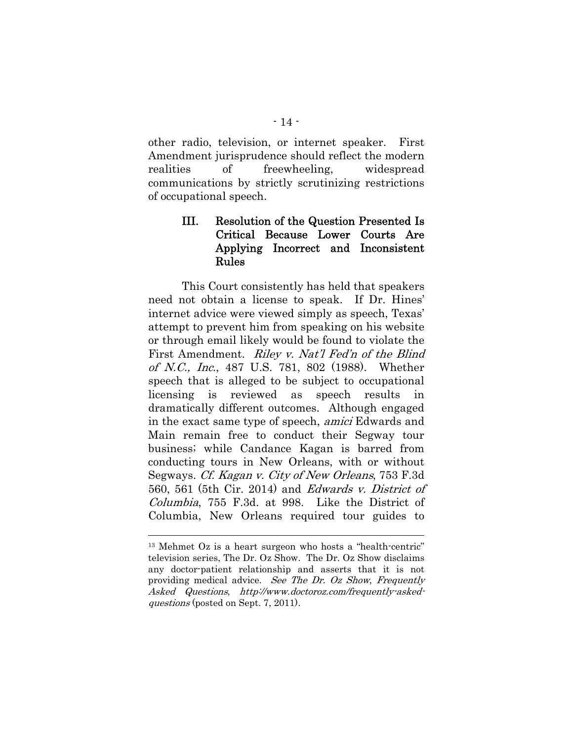other radio, television, or internet speaker. First Amendment jurisprudence should reflect the modern realities of freewheeling, widespread communications by strictly scrutinizing restrictions of occupational speech.

### III. Resolution of the Question Presented Is Critical Because Lower Courts Are Applying Incorrect and Inconsistent Rules

This Court consistently has held that speakers need not obtain a license to speak. If Dr. Hines' internet advice were viewed simply as speech, Texas' attempt to prevent him from speaking on his website or through email likely would be found to violate the First Amendment. *Riley v. Nat'l Fed'n of the Blind of N.C., Inc.*, 487 U.S. 781, 802 (1988). Whether speech that is alleged to be subject to occupational licensing is reviewed as speech results in dramatically different outcomes. Although engaged in the exact same type of speech, *amici* Edwards and Main remain free to conduct their Segway tour business; while Candance Kagan is barred from conducting tours in New Orleans, with or without Segways. *Cf. Kagan v. City of New Orleans*, 753 F.3d 560, 561 (5th Cir. 2014) and *Edwards v. District of Columbia*, 755 F.3d. at 998. Like the District of Columbia, New Orleans required tour guides to

---

[13] Mehmet Oz is a heart surgeon who hosts a "health-centric" television series, The Dr. Oz Show. The Dr. Oz Show disclaims any doctor-patient relationship and asserts that it is not providing medical advice. *See The Dr. Oz Show*, *Frequently Asked Questions*, *http://www.doctoroz.com/frequently-asked-questions* (posted on Sept. 7, 2011).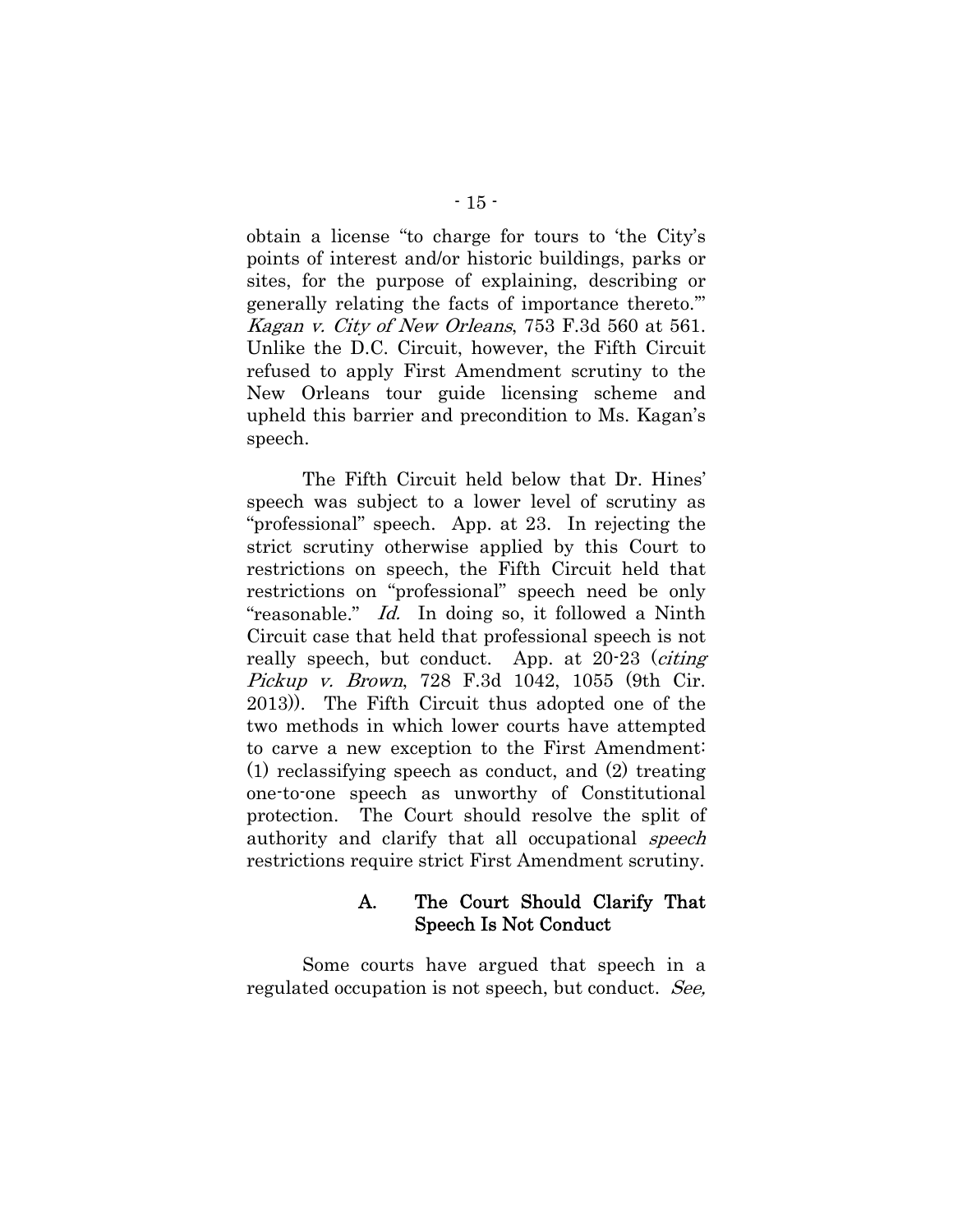obtain a license "to charge for tours to 'the City's points of interest and/or historic buildings, parks or sites, for the purpose of explaining, describing or generally relating the facts of importance thereto.'" *Kagan v. City of New Orleans*, 753 F.3d 560 at 561. Unlike the D.C. Circuit, however, the Fifth Circuit refused to apply First Amendment scrutiny to the New Orleans tour guide licensing scheme and upheld this barrier and precondition to Ms. Kagan's speech.

The Fifth Circuit held below that Dr. Hines' speech was subject to a lower level of scrutiny as "professional" speech. App. at 23. In rejecting the strict scrutiny otherwise applied by this Court to restrictions on speech, the Fifth Circuit held that restrictions on "professional" speech need be only "reasonable." *Id.* In doing so, it followed a Ninth Circuit case that held that professional speech is not really speech, but conduct. App. at 20-23 (*citing Pickup v. Brown*, 728 F.3d 1042, 1055 (9th Cir. 2013)). The Fifth Circuit thus adopted one of the two methods in which lower courts have attempted to carve a new exception to the First Amendment: (1) reclassifying speech as conduct, and (2) treating one-to-one speech as unworthy of Constitutional protection. The Court should resolve the split of authority and clarify that all occupational *speech* restrictions require strict First Amendment scrutiny.

### A. The Court Should Clarify That Speech Is Not Conduct

Some courts have argued that speech in a regulated occupation is not speech, but conduct. *See,*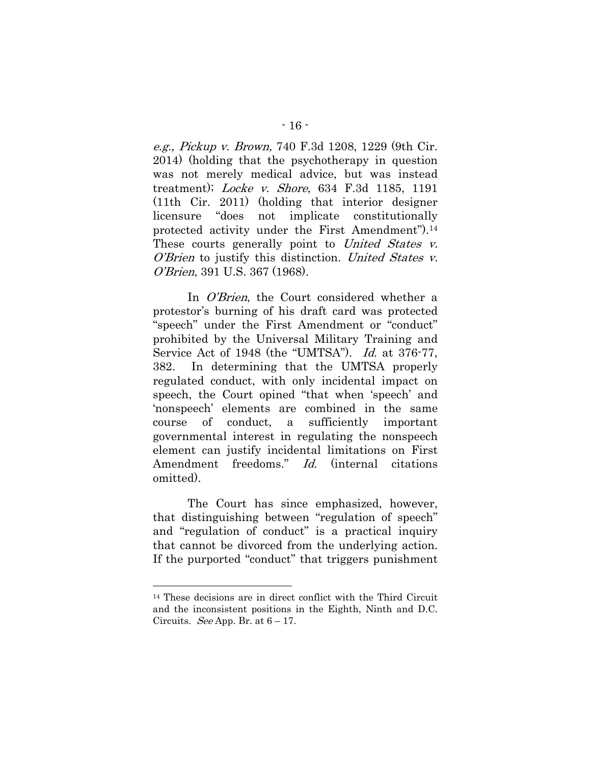*e.g., Pickup v. Brown,* 740 F.3d 1208, 1229 (9th Cir. 2014) (holding that the psychotherapy in question was not merely medical advice, but was instead treatment); *Locke v. Shore*, 634 F.3d 1185, 1191 (11th Cir. 2011) (holding that interior designer licensure "does not implicate constitutionally protected activity under the First Amendment").[14] These courts generally point to *United States v. O'Brien* to justify this distinction. *United States v. O'Brien*, 391 U.S. 367 (1968).

In *O'Brien*, the Court considered whether a protestor's burning of his draft card was protected "speech" under the First Amendment or "conduct" prohibited by the Universal Military Training and Service Act of 1948 (the "UMTSA"). *Id.* at 376-77, 382. In determining that the UMTSA properly regulated conduct, with only incidental impact on speech, the Court opined "that when 'speech' and 'nonspeech' elements are combined in the same course of conduct, a sufficiently important governmental interest in regulating the nonspeech element can justify incidental limitations on First Amendment freedoms." *Id.* (internal citations omitted).

The Court has since emphasized, however, that distinguishing between "regulation of speech" and "regulation of conduct" is a practical inquiry that cannot be divorced from the underlying action. If the purported "conduct" that triggers punishment

---

[14] These decisions are in direct conflict with the Third Circuit and the inconsistent positions in the Eighth, Ninth and D.C. Circuits. *See* App. Br. at 6 – 17.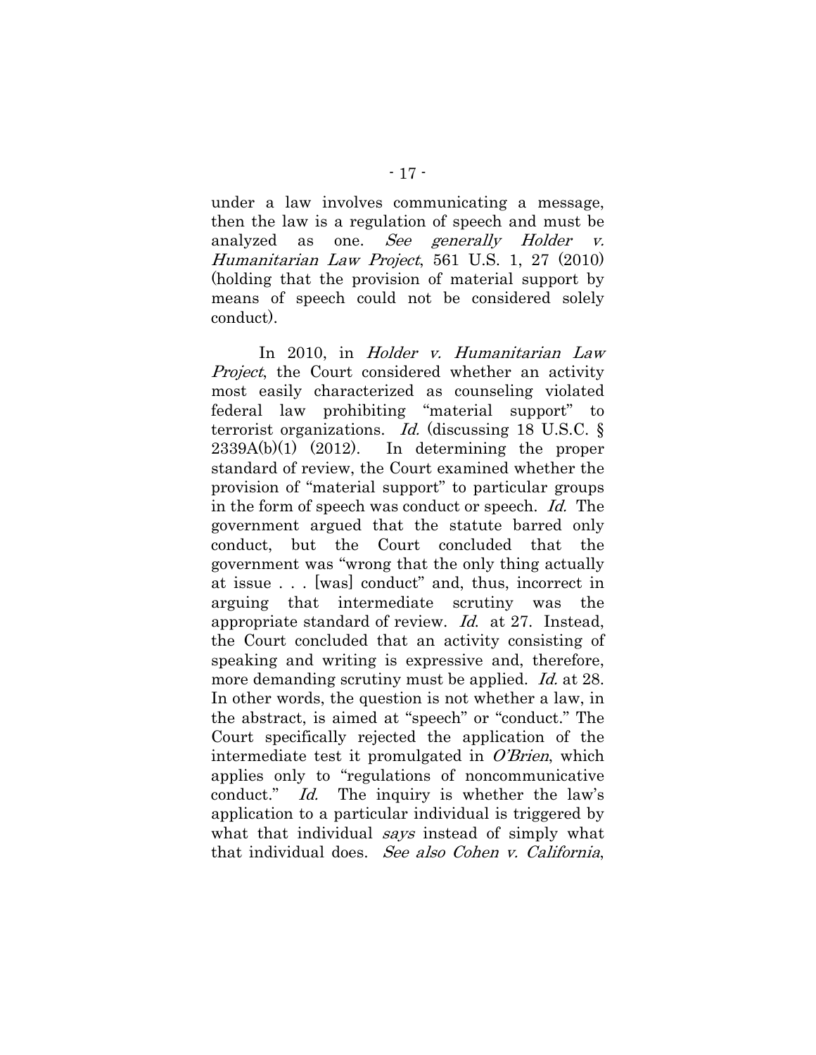under a law involves communicating a message, then the law is a regulation of speech and must be analyzed as one. *See generally Holder v. Humanitarian Law Project*, 561 U.S. 1, 27 (2010) (holding that the provision of material support by means of speech could not be considered solely conduct).

In 2010, in *Holder v. Humanitarian Law Project*, the Court considered whether an activity most easily characterized as counseling violated federal law prohibiting "material support" to terrorist organizations. *Id.* (discussing 18 U.S.C. § 2339A(b)(1) (2012). In determining the proper standard of review, the Court examined whether the provision of "material support" to particular groups in the form of speech was conduct or speech. *Id.* The government argued that the statute barred only conduct, but the Court concluded that the government was "wrong that the only thing actually at issue . . . [was] conduct" and, thus, incorrect in arguing that intermediate scrutiny was the appropriate standard of review. *Id.* at 27. Instead, the Court concluded that an activity consisting of speaking and writing is expressive and, therefore, more demanding scrutiny must be applied. *Id.* at 28. In other words, the question is not whether a law, in the abstract, is aimed at "speech" or "conduct." The Court specifically rejected the application of the intermediate test it promulgated in *O'Brien*, which applies only to "regulations of noncommunicative conduct." *Id.* The inquiry is whether the law's application to a particular individual is triggered by what that individual *says* instead of simply what that individual does. *See also Cohen v. California*,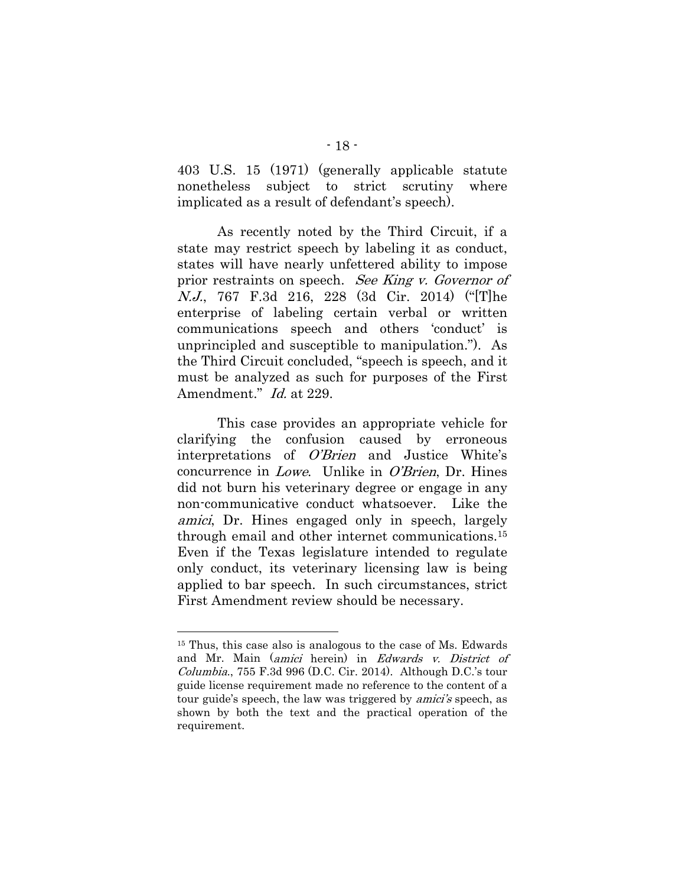403 U.S. 15 (1971) (generally applicable statute nonetheless subject to strict scrutiny where implicated as a result of defendant's speech).

As recently noted by the Third Circuit, if a state may restrict speech by labeling it as conduct, states will have nearly unfettered ability to impose prior restraints on speech. *See King v. Governor of N.J.*, 767 F.3d 216, 228 (3d Cir. 2014) ("[T]he enterprise of labeling certain verbal or written communications speech and others 'conduct' is unprincipled and susceptible to manipulation."). As the Third Circuit concluded, "speech is speech, and it must be analyzed as such for purposes of the First Amendment." *Id.* at 229.

This case provides an appropriate vehicle for clarifying the confusion caused by erroneous interpretations of *O'Brien* and Justice White's concurrence in *Lowe*. Unlike in *O'Brien*, Dr. Hines did not burn his veterinary degree or engage in any non-communicative conduct whatsoever. Like the *amici*, Dr. Hines engaged only in speech, largely through email and other internet communications.[15] Even if the Texas legislature intended to regulate only conduct, its veterinary licensing law is being applied to bar speech. In such circumstances, strict First Amendment review should be necessary.

---

[15] Thus, this case also is analogous to the case of Ms. Edwards and Mr. Main (*amici* herein) in *Edwards v. District of Columbia.*, 755 F.3d 996 (D.C. Cir. 2014). Although D.C.'s tour guide license requirement made no reference to the content of a tour guide's speech, the law was triggered by *amici's* speech, as shown by both the text and the practical operation of the requirement.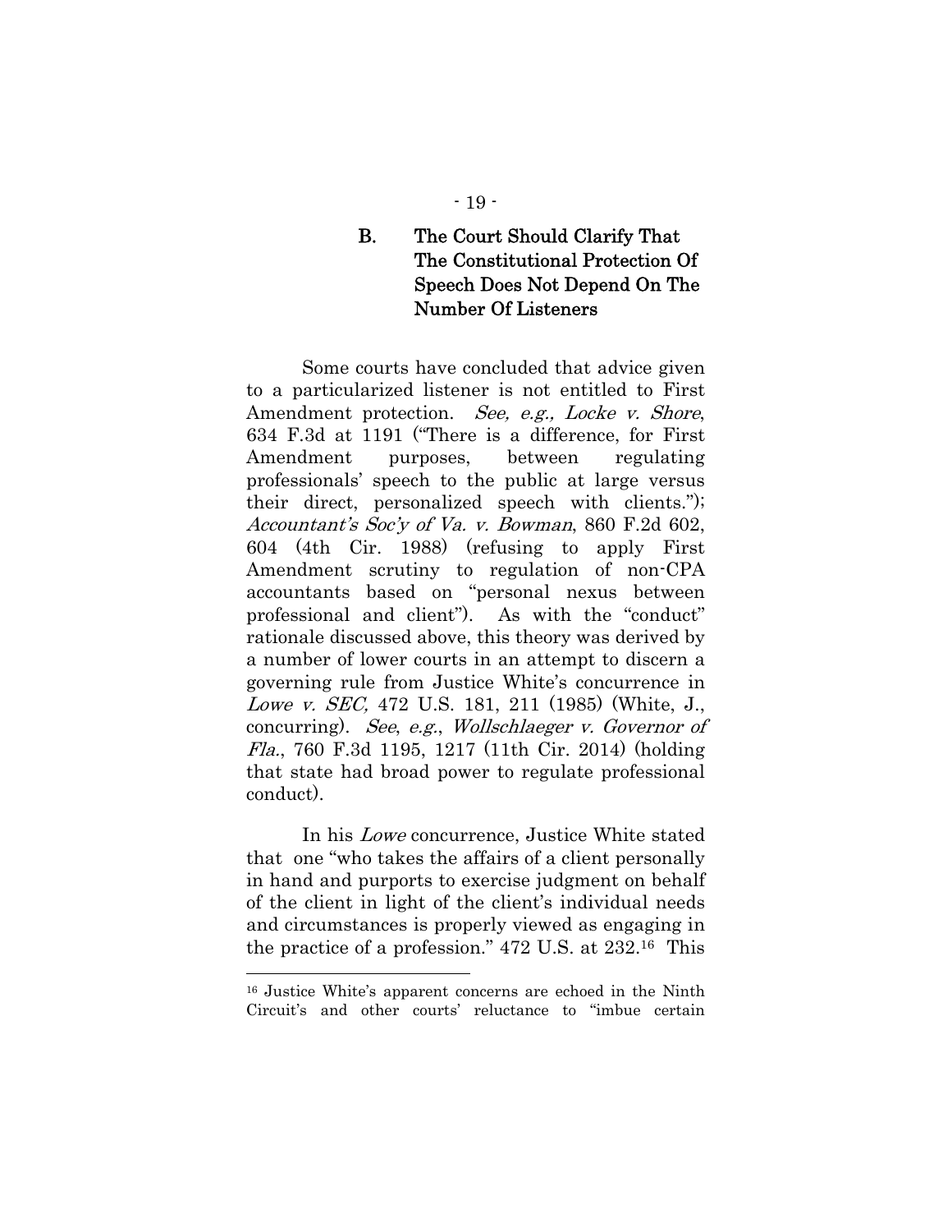### B. The Court Should Clarify That The Constitutional Protection Of Speech Does Not Depend On The Number Of Listeners

Some courts have concluded that advice given to a particularized listener is not entitled to First Amendment protection. *See, e.g., Locke v. Shore*, 634 F.3d at 1191 ("There is a difference, for First Amendment purposes, between regulating professionals' speech to the public at large versus their direct, personalized speech with clients."); *Accountant's Soc'y of Va. v. Bowman*, 860 F.2d 602, 604 (4th Cir. 1988) (refusing to apply First Amendment scrutiny to regulation of non-CPA accountants based on "personal nexus between professional and client"). As with the "conduct" rationale discussed above, this theory was derived by a number of lower courts in an attempt to discern a governing rule from Justice White's concurrence in *Lowe v. SEC,* 472 U.S. 181, 211 (1985) (White, J., concurring). *See*, *e.g.*, *Wollschlaeger v. Governor of Fla.*, 760 F.3d 1195, 1217 (11th Cir. 2014) (holding that state had broad power to regulate professional conduct).

In his *Lowe* concurrence, Justice White stated that one "who takes the affairs of a client personally in hand and purports to exercise judgment on behalf of the client in light of the client's individual needs and circumstances is properly viewed as engaging in the practice of a profession." 472 U.S. at 232.[16] This

---

[16] Justice White's apparent concerns are echoed in the Ninth Circuit's and other courts' reluctance to "imbue certain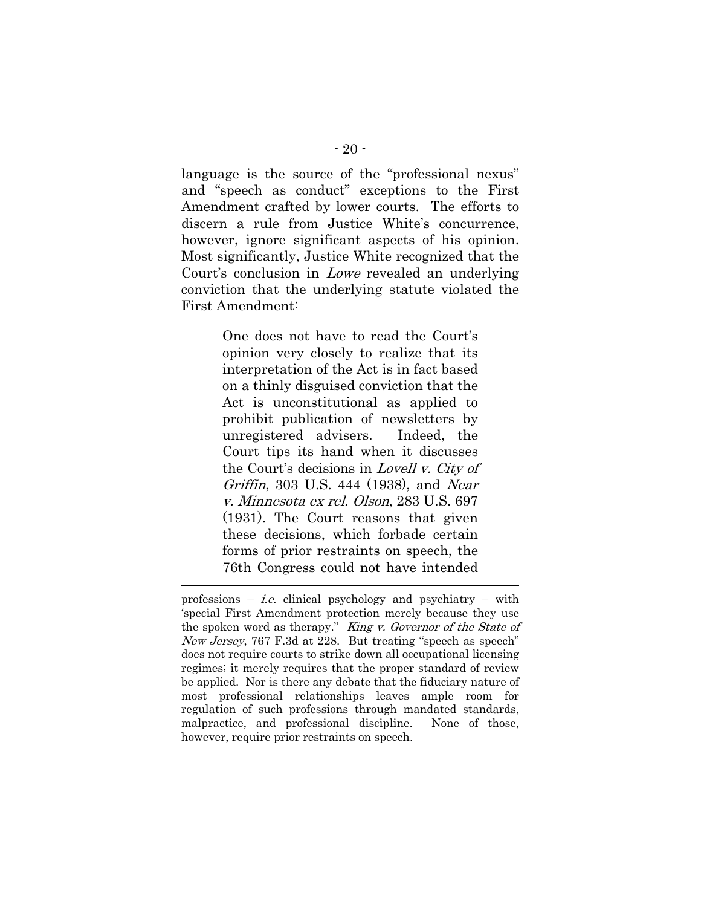language is the source of the "professional nexus" and "speech as conduct" exceptions to the First Amendment crafted by lower courts. The efforts to discern a rule from Justice White's concurrence, however, ignore significant aspects of his opinion. Most significantly, Justice White recognized that the Court's conclusion in *Lowe* revealed an underlying conviction that the underlying statute violated the First Amendment:

> One does not have to read the Court's opinion very closely to realize that its interpretation of the Act is in fact based on a thinly disguised conviction that the Act is unconstitutional as applied to prohibit publication of newsletters by unregistered advisers. Indeed, the Court tips its hand when it discusses the Court's decisions in *Lovell v. City of Griffin*, 303 U.S. 444 (1938), and *Near v. Minnesota ex rel. Olson*, 283 U.S. 697 (1931). The Court reasons that given these decisions, which forbade certain forms of prior restraints on speech, the 76th Congress could not have intended

---

professions – *i.e.* clinical psychology and psychiatry – with 'special First Amendment protection merely because they use the spoken word as therapy." *King v. Governor of the State of New Jersey*, 767 F.3d at 228. But treating "speech as speech" does not require courts to strike down all occupational licensing regimes; it merely requires that the proper standard of review be applied. Nor is there any debate that the fiduciary nature of most professional relationships leaves ample room for regulation of such professions through mandated standards, malpractice, and professional discipline. None of those, however, require prior restraints on speech.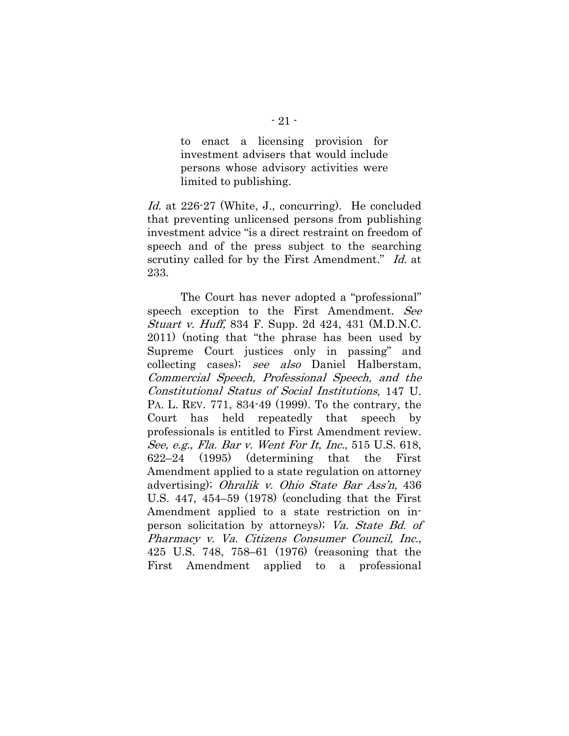> to enact a licensing provision for investment advisers that would include persons whose advisory activities were limited to publishing.

*Id.* at 226-27 (White, J., concurring). He concluded that preventing unlicensed persons from publishing investment advice "is a direct restraint on freedom of speech and of the press subject to the searching scrutiny called for by the First Amendment." *Id.* at 233.

The Court has never adopted a "professional" speech exception to the First Amendment. *See Stuart v. Huff,* 834 F. Supp. 2d 424, 431 (M.D.N.C. 2011) (noting that "the phrase has been used by Supreme Court justices only in passing" and collecting cases); *see also* Daniel Halberstam, *Commercial Speech, Professional Speech, and the Constitutional Status of Social Institutions*, 147 U. PA. L. REV. 771, 834-49 (1999). To the contrary, the Court has held repeatedly that speech by professionals is entitled to First Amendment review. *See, e.g., Fla. Bar v. Went For It, Inc.*, 515 U.S. 618, 622–24 (1995) (determining that the First Amendment applied to a state regulation on attorney advertising); *Ohralik v. Ohio State Bar Ass'n,* 436 U.S. 447, 454–59 (1978) (concluding that the First Amendment applied to a state restriction on in-person solicitation by attorneys); *Va. State Bd. of Pharmacy v. Va. Citizens Consumer Council, Inc.*, 425 U.S. 748, 758–61 (1976) (reasoning that the First Amendment applied to a professional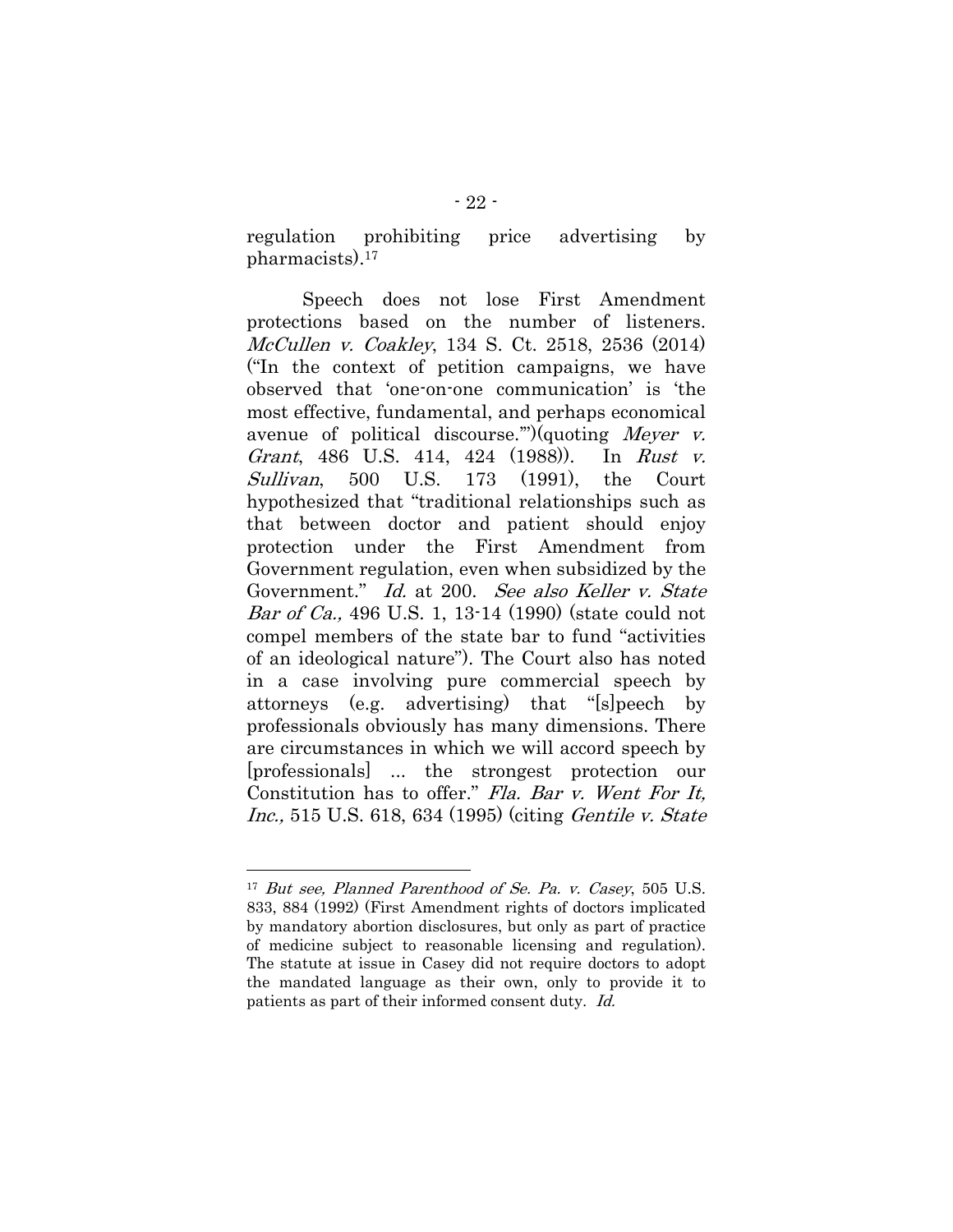regulation prohibiting price advertising by pharmacists).[17]

Speech does not lose First Amendment protections based on the number of listeners. *McCullen v. Coakley*, 134 S. Ct. 2518, 2536 (2014) ("In the context of petition campaigns, we have observed that 'one-on-one communication' is 'the most effective, fundamental, and perhaps economical avenue of political discourse.'")(quoting *Meyer v. Grant*, 486 U.S. 414, 424 (1988)). In *Rust v. Sullivan*, 500 U.S. 173 (1991), the Court hypothesized that "traditional relationships such as that between doctor and patient should enjoy protection under the First Amendment from Government regulation, even when subsidized by the Government." *Id.* at 200. *See also Keller v. State Bar of Ca.,* 496 U.S. 1, 13-14 (1990) (state could not compel members of the state bar to fund "activities of an ideological nature"). The Court also has noted in a case involving pure commercial speech by attorneys (e.g. advertising) that "[s]peech by professionals obviously has many dimensions. There are circumstances in which we will accord speech by [professionals] ... the strongest protection our Constitution has to offer." *Fla. Bar v. Went For It, Inc.,* 515 U.S. 618, 634 (1995) (citing *Gentile v. State*

---

[17] *But see, Planned Parenthood of Se. Pa. v. Casey*, 505 U.S. 833, 884 (1992) (First Amendment rights of doctors implicated by mandatory abortion disclosures, but only as part of practice of medicine subject to reasonable licensing and regulation). The statute at issue in Casey did not require doctors to adopt the mandated language as their own, only to provide it to patients as part of their informed consent duty. *Id.*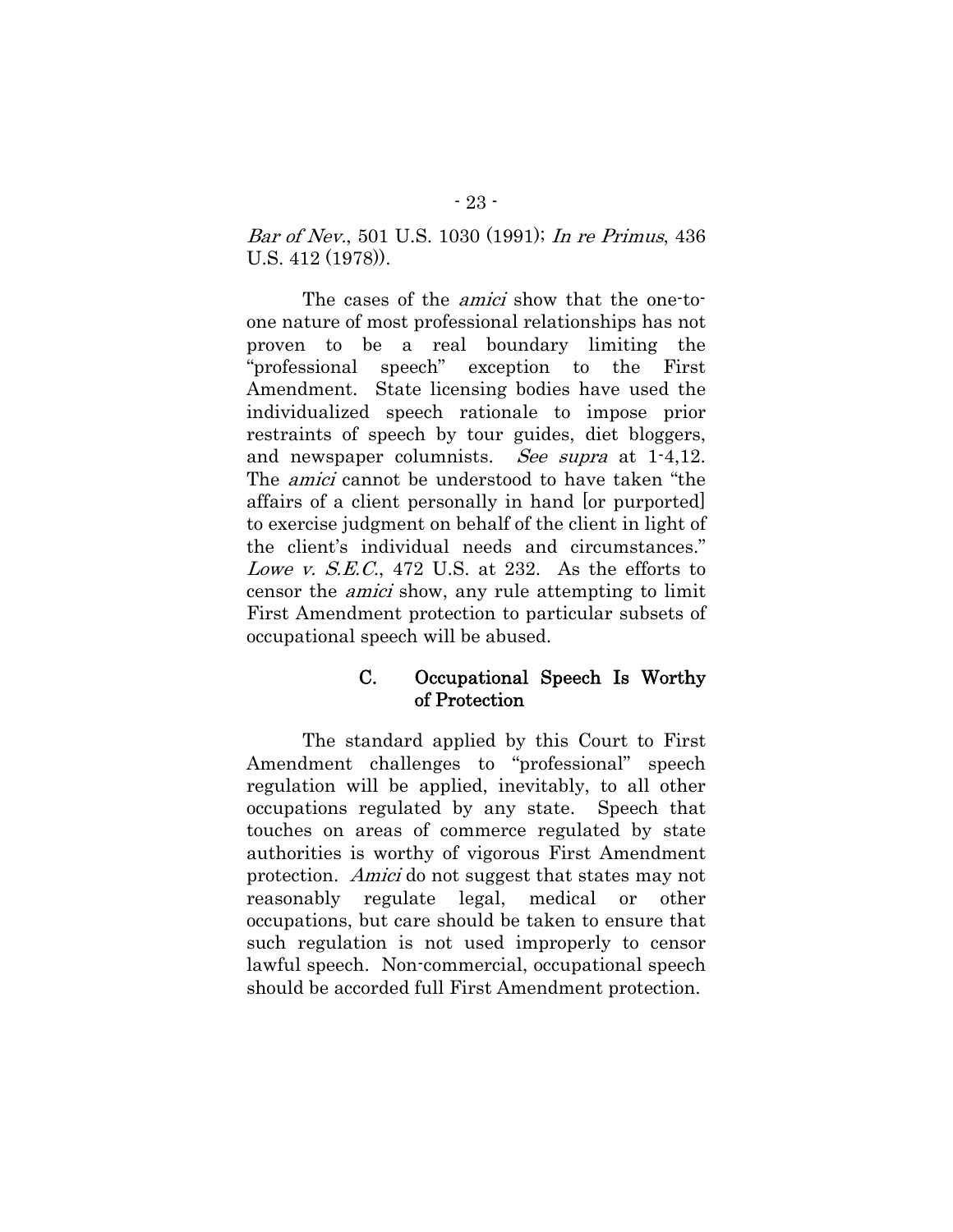*Bar of Nev.*, 501 U.S. 1030 (1991); *In re Primus*, 436 U.S. 412 (1978)).

The cases of the *amici* show that the one-to-one nature of most professional relationships has not proven to be a real boundary limiting the "professional speech" exception to the First Amendment. State licensing bodies have used the individualized speech rationale to impose prior restraints of speech by tour guides, diet bloggers, and newspaper columnists. *See supra* at 1-4,12. The *amici* cannot be understood to have taken "the affairs of a client personally in hand [or purported] to exercise judgment on behalf of the client in light of the client's individual needs and circumstances." *Lowe v. S.E.C.*, 472 U.S. at 232. As the efforts to censor the *amici* show, any rule attempting to limit First Amendment protection to particular subsets of occupational speech will be abused.

### C. Occupational Speech Is Worthy of Protection

The standard applied by this Court to First Amendment challenges to "professional" speech regulation will be applied, inevitably, to all other occupations regulated by any state. Speech that touches on areas of commerce regulated by state authorities is worthy of vigorous First Amendment protection. *Amici* do not suggest that states may not reasonably regulate legal, medical or other occupations, but care should be taken to ensure that such regulation is not used improperly to censor lawful speech. Non-commercial, occupational speech should be accorded full First Amendment protection.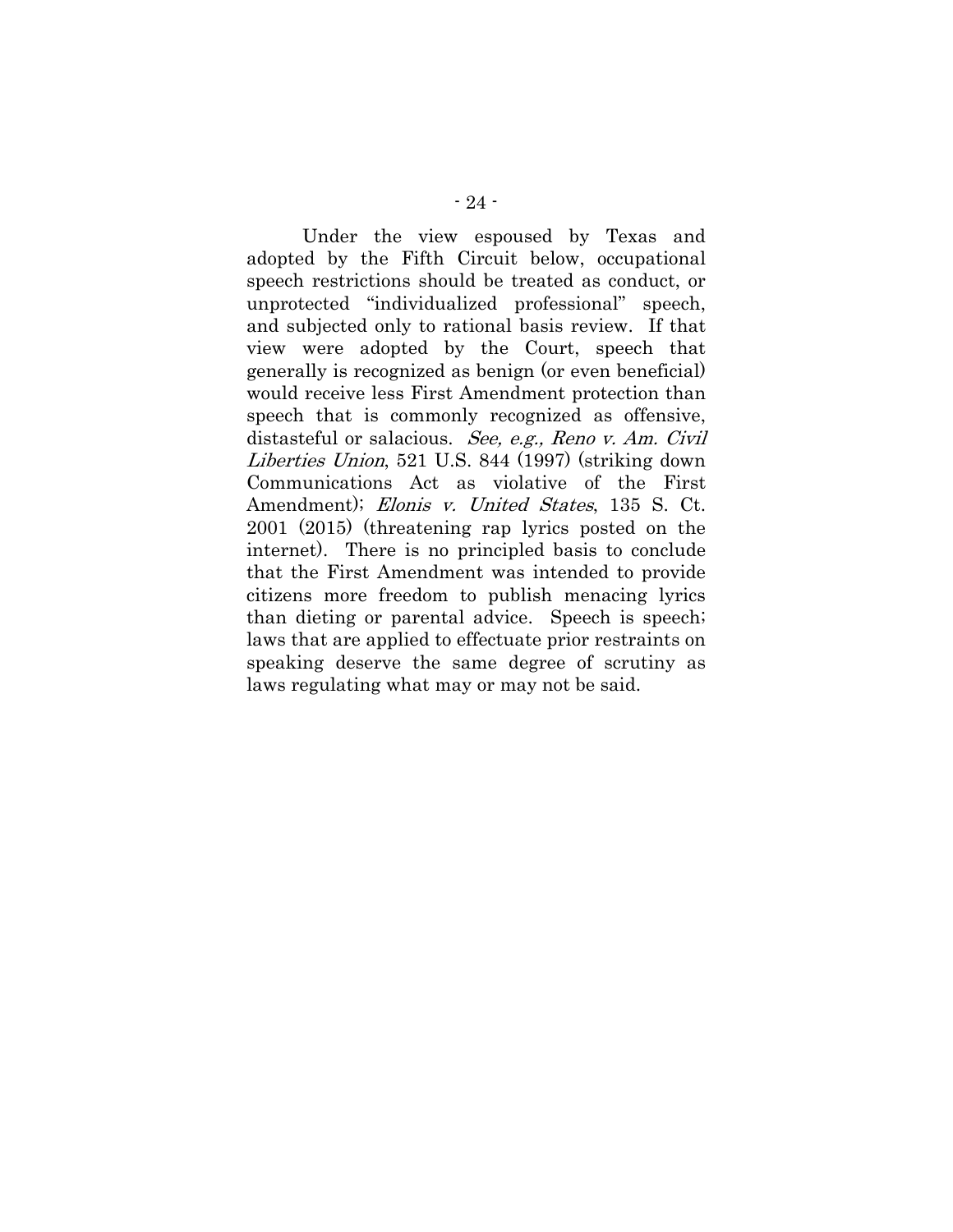Under the view espoused by Texas and adopted by the Fifth Circuit below, occupational speech restrictions should be treated as conduct, or unprotected "individualized professional" speech, and subjected only to rational basis review. If that view were adopted by the Court, speech that generally is recognized as benign (or even beneficial) would receive less First Amendment protection than speech that is commonly recognized as offensive, distasteful or salacious. *See, e.g., Reno v. Am. Civil Liberties Union*, 521 U.S. 844 (1997) (striking down Communications Act as violative of the First Amendment); *Elonis v. United States*, 135 S. Ct. 2001 (2015) (threatening rap lyrics posted on the internet). There is no principled basis to conclude that the First Amendment was intended to provide citizens more freedom to publish menacing lyrics than dieting or parental advice. Speech is speech; laws that are applied to effectuate prior restraints on speaking deserve the same degree of scrutiny as laws regulating what may or may not be said.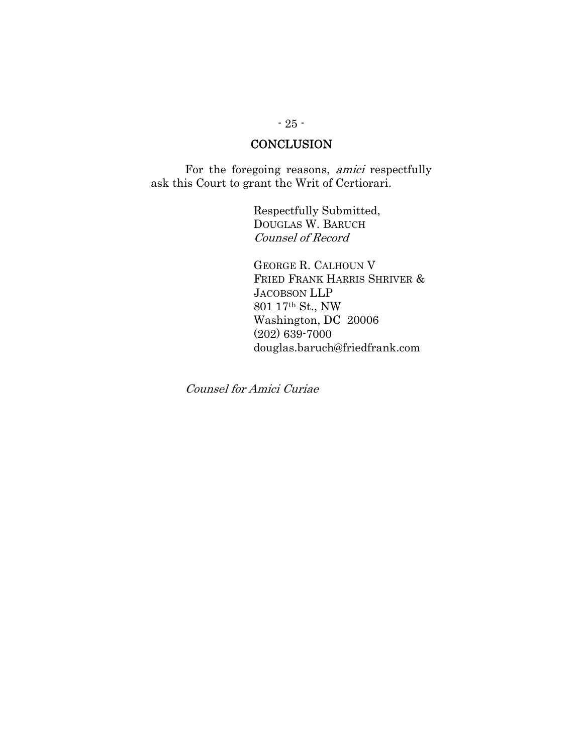## CONCLUSION

For the foregoing reasons, *amici* respectfully ask this Court to grant the Writ of Certiorari.

Respectfully Submitted,
DOUGLAS W. BARUCH
*Counsel of Record*

GEORGE R. CALHOUN V
FRIED FRANK HARRIS SHRIVER & JACOBSON LLP
801 17th St., NW
Washington, DC 20006
(202) 639-7000
douglas.baruch@friedfrank.com

*Counsel for Amici Curiae*